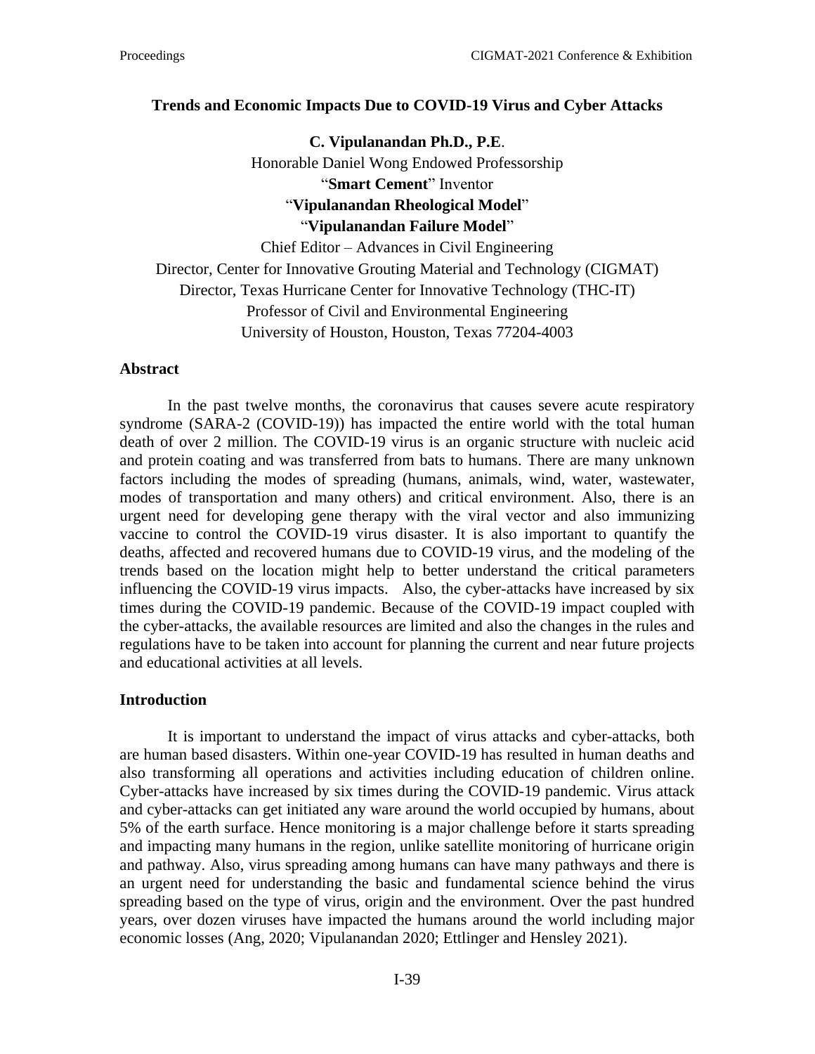# Trends and Economic Impacts Due to COVID-19 Virus and Cyber Attacks

**C. Vipulanandan Ph.D., P.E**.
Honorable Daniel Wong Endowed Professorship
"**Smart Cement**" Inventor
"**Vipulanandan Rheological Model**"
"**Vipulanandan Failure Model**"
Chief Editor – Advances in Civil Engineering
Director, Center for Innovative Grouting Material and Technology (CIGMAT)
Director, Texas Hurricane Center for Innovative Technology (THC-IT)
Professor of Civil and Environmental Engineering
University of Houston, Houston, Texas 77204-4003

## Abstract

In the past twelve months, the coronavirus that causes severe acute respiratory syndrome (SARA-2 (COVID-19)) has impacted the entire world with the total human death of over 2 million. The COVID-19 virus is an organic structure with nucleic acid and protein coating and was transferred from bats to humans. There are many unknown factors including the modes of spreading (humans, animals, wind, water, wastewater, modes of transportation and many others) and critical environment. Also, there is an urgent need for developing gene therapy with the viral vector and also immunizing vaccine to control the COVID-19 virus disaster. It is also important to quantify the deaths, affected and recovered humans due to COVID-19 virus, and the modeling of the trends based on the location might help to better understand the critical parameters influencing the COVID-19 virus impacts. Also, the cyber-attacks have increased by six times during the COVID-19 pandemic. Because of the COVID-19 impact coupled with the cyber-attacks, the available resources are limited and also the changes in the rules and regulations have to be taken into account for planning the current and near future projects and educational activities at all levels.

## Introduction

It is important to understand the impact of virus attacks and cyber-attacks, both are human based disasters. Within one-year COVID-19 has resulted in human deaths and also transforming all operations and activities including education of children online. Cyber-attacks have increased by six times during the COVID-19 pandemic. Virus attack and cyber-attacks can get initiated any ware around the world occupied by humans, about 5% of the earth surface. Hence monitoring is a major challenge before it starts spreading and impacting many humans in the region, unlike satellite monitoring of hurricane origin and pathway. Also, virus spreading among humans can have many pathways and there is an urgent need for understanding the basic and fundamental science behind the virus spreading based on the type of virus, origin and the environment. Over the past hundred years, over dozen viruses have impacted the humans around the world including major economic losses (Ang, 2020; Vipulanandan 2020; Ettlinger and Hensley 2021).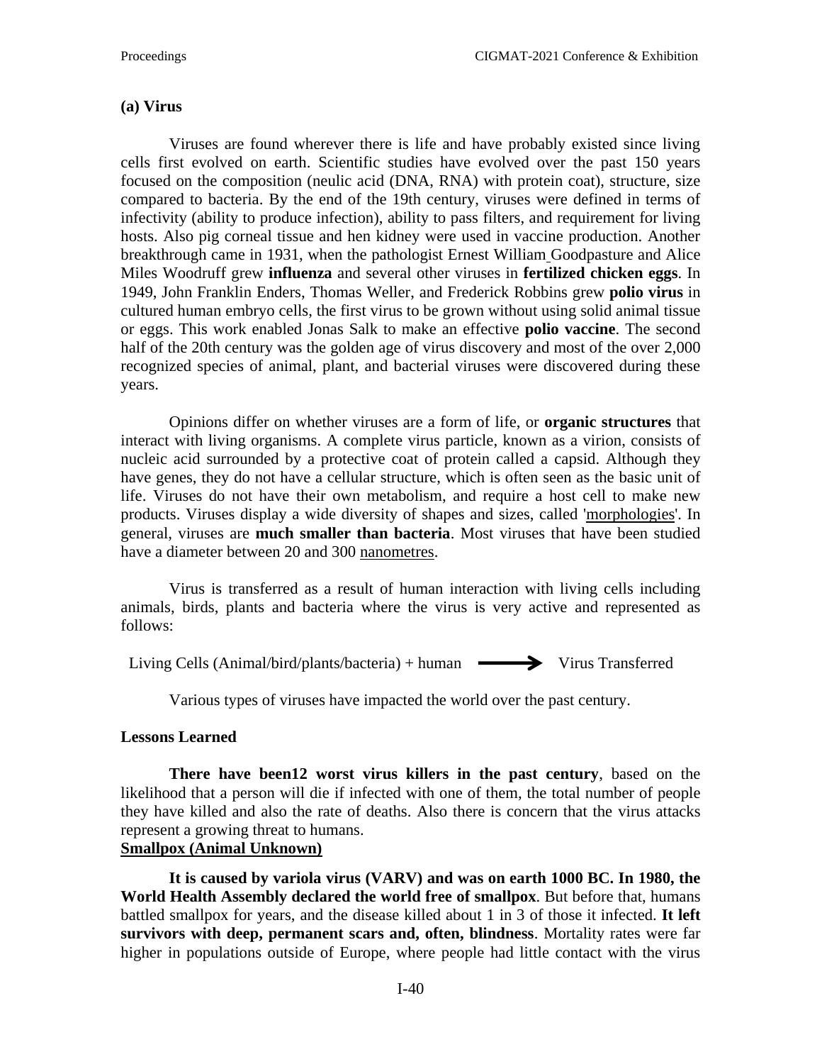**(a) Virus**

Viruses are found wherever there is life and have probably existed since living cells first evolved on earth. Scientific studies have evolved over the past 150 years focused on the composition (neulic acid (DNA, RNA) with protein coat), structure, size compared to bacteria. By the end of the 19th century, viruses were defined in terms of infectivity (ability to produce infection), ability to pass filters, and requirement for living hosts. Also pig corneal tissue and hen kidney were used in vaccine production. Another breakthrough came in 1931, when the pathologist Ernest William Goodpasture and Alice Miles Woodruff grew **influenza** and several other viruses in **fertilized chicken eggs**. In 1949, John Franklin Enders, Thomas Weller, and Frederick Robbins grew **polio virus** in cultured human embryo cells, the first virus to be grown without using solid animal tissue or eggs. This work enabled Jonas Salk to make an effective **polio vaccine**. The second half of the 20th century was the golden age of virus discovery and most of the over 2,000 recognized species of animal, plant, and bacterial viruses were discovered during these years.

Opinions differ on whether viruses are a form of life, or **organic structures** that interact with living organisms. A complete virus particle, known as a virion, consists of nucleic acid surrounded by a protective coat of protein called a capsid. Although they have genes, they do not have a cellular structure, which is often seen as the basic unit of life. Viruses do not have their own metabolism, and require a host cell to make new products. Viruses display a wide diversity of shapes and sizes, called 'morphologies'. In general, viruses are **much smaller than bacteria**. Most viruses that have been studied have a diameter between 20 and 300 nanometres.

Virus is transferred as a result of human interaction with living cells including animals, birds, plants and bacteria where the virus is very active and represented as follows:

Living Cells (Animal/bird/plants/bacteria) + human ⟶ Virus Transferred

Various types of viruses have impacted the world over the past century.

**Lessons Learned**

**There have been12 worst virus killers in the past century**, based on the likelihood that a person will die if infected with one of them, the total number of people they have killed and also the rate of deaths. Also there is concern that the virus attacks represent a growing threat to humans.

**Smallpox (Animal Unknown)**

**It is caused by variola virus (VARV) and was on earth 1000 BC. In 1980, the World Health Assembly declared the world free of smallpox**. But before that, humans battled smallpox for years, and the disease killed about 1 in 3 of those it infected. **It left survivors with deep, permanent scars and, often, blindness**. Mortality rates were far higher in populations outside of Europe, where people had little contact with the virus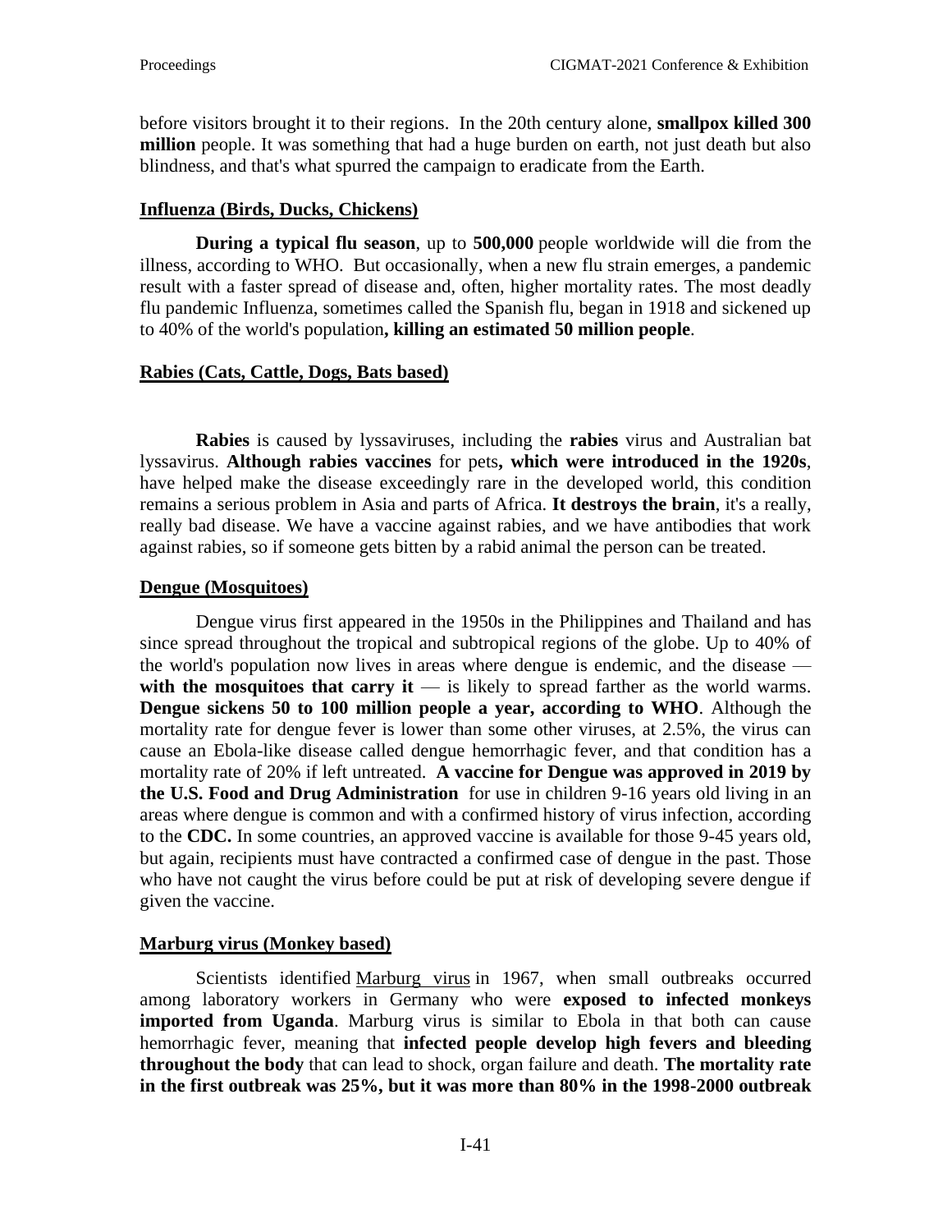before visitors brought it to their regions. In the 20th century alone, **smallpox killed 300 million** people. It was something that had a huge burden on earth, not just death but also blindness, and that's what spurred the campaign to eradicate from the Earth.

## Influenza (Birds, Ducks, Chickens)

**During a typical flu season**, up to **500,000** people worldwide will die from the illness, according to WHO. But occasionally, when a new flu strain emerges, a pandemic result with a faster spread of disease and, often, higher mortality rates. The most deadly flu pandemic Influenza, sometimes called the Spanish flu, began in 1918 and sickened up to 40% of the world's population**, killing an estimated 50 million people**.

## Rabies (Cats, Cattle, Dogs, Bats based)

**Rabies** is caused by lyssaviruses, including the **rabies** virus and Australian bat lyssavirus. **Although rabies vaccines** for pets**, which were introduced in the 1920s**, have helped make the disease exceedingly rare in the developed world, this condition remains a serious problem in Asia and parts of Africa. **It destroys the brain**, it's a really, really bad disease. We have a vaccine against rabies, and we have antibodies that work against rabies, so if someone gets bitten by a rabid animal the person can be treated.

## Dengue (Mosquitoes)

Dengue virus first appeared in the 1950s in the Philippines and Thailand and has since spread throughout the tropical and subtropical regions of the globe. Up to 40% of the world's population now lives in areas where dengue is endemic, and the disease — **with the mosquitoes that carry it** — is likely to spread farther as the world warms. **Dengue sickens 50 to 100 million people a year, according to WHO**. Although the mortality rate for dengue fever is lower than some other viruses, at 2.5%, the virus can cause an Ebola-like disease called dengue hemorrhagic fever, and that condition has a mortality rate of 20% if left untreated. **A vaccine for Dengue was approved in 2019 by the U.S. Food and Drug Administration** for use in children 9-16 years old living in an areas where dengue is common and with a confirmed history of virus infection, according to the **CDC.** In some countries, an approved vaccine is available for those 9-45 years old, but again, recipients must have contracted a confirmed case of dengue in the past. Those who have not caught the virus before could be put at risk of developing severe dengue if given the vaccine.

## Marburg virus (Monkey based)

Scientists identified Marburg virus in 1967, when small outbreaks occurred among laboratory workers in Germany who were **exposed to infected monkeys imported from Uganda**. Marburg virus is similar to Ebola in that both can cause hemorrhagic fever, meaning that **infected people develop high fevers and bleeding throughout the body** that can lead to shock, organ failure and death. **The mortality rate in the first outbreak was 25%, but it was more than 80% in the 1998-2000 outbreak**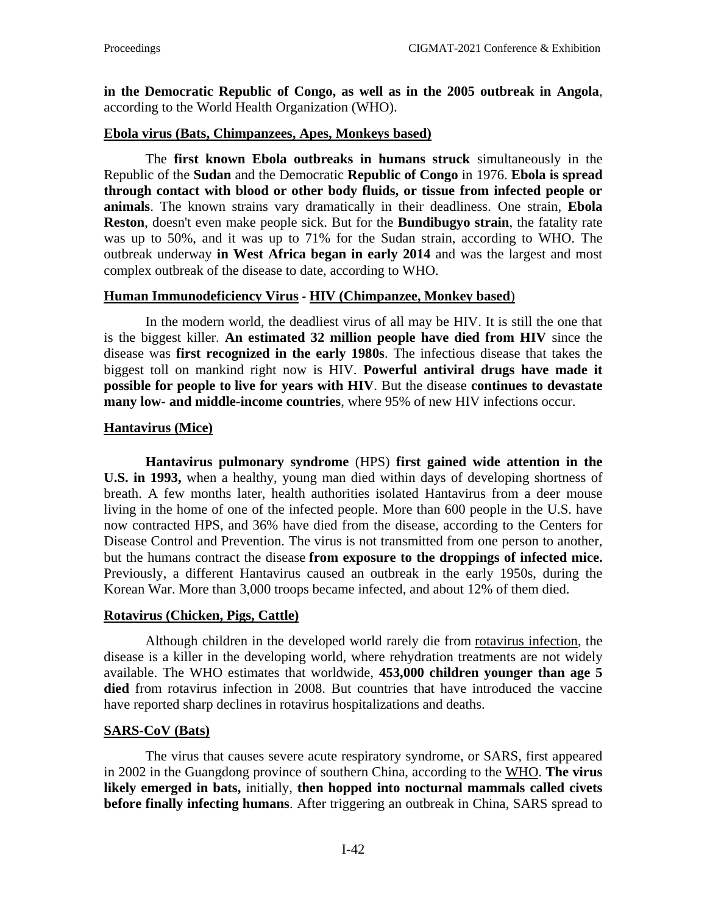**in the Democratic Republic of Congo, as well as in the 2005 outbreak in Angola**, according to the World Health Organization (WHO).

**Ebola virus (Bats, Chimpanzees, Apes, Monkeys based)**

The **first known Ebola outbreaks in humans struck** simultaneously in the Republic of the **Sudan** and the Democratic **Republic of Congo** in 1976. **Ebola is spread through contact with blood or other body fluids, or tissue from infected people or animals**. The known strains vary dramatically in their deadliness. One strain, **Ebola Reston**, doesn't even make people sick. But for the **Bundibugyo strain**, the fatality rate was up to 50%, and it was up to 71% for the Sudan strain, according to WHO. The outbreak underway **in West Africa began in early 2014** and was the largest and most complex outbreak of the disease to date, according to WHO.

**Human Immunodeficiency Virus - HIV (Chimpanzee, Monkey based)**

In the modern world, the deadliest virus of all may be HIV. It is still the one that is the biggest killer. **An estimated 32 million people have died from HIV** since the disease was **first recognized in the early 1980s**. The infectious disease that takes the biggest toll on mankind right now is HIV. **Powerful antiviral drugs have made it possible for people to live for years with HIV**. But the disease **continues to devastate many low- and middle-income countries**, where 95% of new HIV infections occur.

**Hantavirus (Mice)**

**Hantavirus pulmonary syndrome** (HPS) **first gained wide attention in the U.S. in 1993,** when a healthy, young man died within days of developing shortness of breath. A few months later, health authorities isolated Hantavirus from a deer mouse living in the home of one of the infected people. More than 600 people in the U.S. have now contracted HPS, and 36% have died from the disease, according to the Centers for Disease Control and Prevention. The virus is not transmitted from one person to another, but the humans contract the disease **from exposure to the droppings of infected mice.** Previously, a different Hantavirus caused an outbreak in the early 1950s, during the Korean War. More than 3,000 troops became infected, and about 12% of them died.

**Rotavirus (Chicken, Pigs, Cattle)**

Although children in the developed world rarely die from rotavirus infection, the disease is a killer in the developing world, where rehydration treatments are not widely available. The WHO estimates that worldwide, **453,000 children younger than age 5 died** from rotavirus infection in 2008. But countries that have introduced the vaccine have reported sharp declines in rotavirus hospitalizations and deaths.

**SARS-CoV (Bats)**

The virus that causes severe acute respiratory syndrome, or SARS, first appeared in 2002 in the Guangdong province of southern China, according to the WHO. **The virus likely emerged in bats,** initially, **then hopped into nocturnal mammals called civets before finally infecting humans**. After triggering an outbreak in China, SARS spread to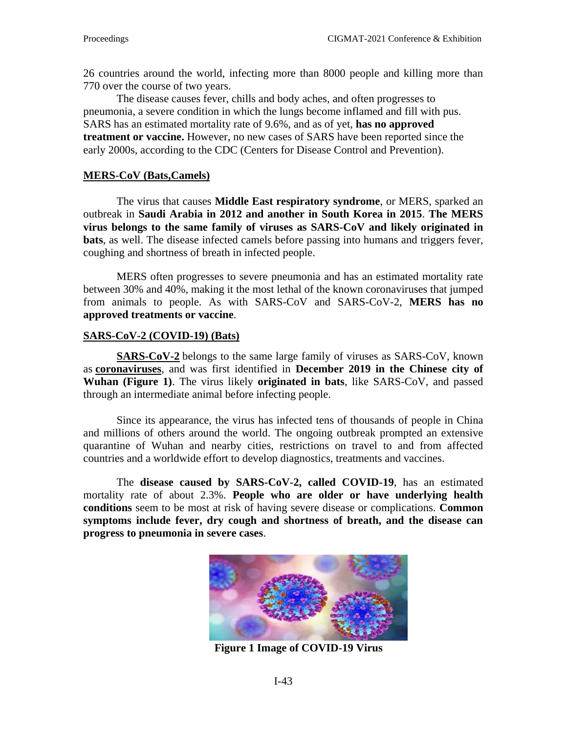26 countries around the world, infecting more than 8000 people and killing more than 770 over the course of two years.

The disease causes fever, chills and body aches, and often progresses to pneumonia, a severe condition in which the lungs become inflamed and fill with pus. SARS has an estimated mortality rate of 9.6%, and as of yet, **has no approved treatment or vaccine.** However, no new cases of SARS have been reported since the early 2000s, according to the CDC (Centers for Disease Control and Prevention).

## MERS-CoV (Bats,Camels)

The virus that causes **Middle East respiratory syndrome**, or MERS, sparked an outbreak in **Saudi Arabia in 2012 and another in South Korea in 2015**. **The MERS virus belongs to the same family of viruses as SARS-CoV and likely originated in bats**, as well. The disease infected camels before passing into humans and triggers fever, coughing and shortness of breath in infected people.

MERS often progresses to severe pneumonia and has an estimated mortality rate between 30% and 40%, making it the most lethal of the known coronaviruses that jumped from animals to people. As with SARS-CoV and SARS-CoV-2, **MERS has no approved treatments or vaccine**.

## SARS-CoV-2 (COVID-19) (Bats)

**SARS-CoV-2** belongs to the same large family of viruses as SARS-CoV, known as **coronaviruses**, and was first identified in **December 2019 in the Chinese city of Wuhan (Figure 1)**. The virus likely **originated in bats**, like SARS-CoV, and passed through an intermediate animal before infecting people.

Since its appearance, the virus has infected tens of thousands of people in China and millions of others around the world. The ongoing outbreak prompted an extensive quarantine of Wuhan and nearby cities, restrictions on travel to and from affected countries and a worldwide effort to develop diagnostics, treatments and vaccines.

The **disease caused by SARS-CoV-2, called COVID-19**, has an estimated mortality rate of about 2.3%. **People who are older or have underlying health conditions** seem to be most at risk of having severe disease or complications. **Common symptoms include fever, dry cough and shortness of breath, and the disease can progress to pneumonia in severe cases**.

**Figure 1 Image of COVID-19 Virus**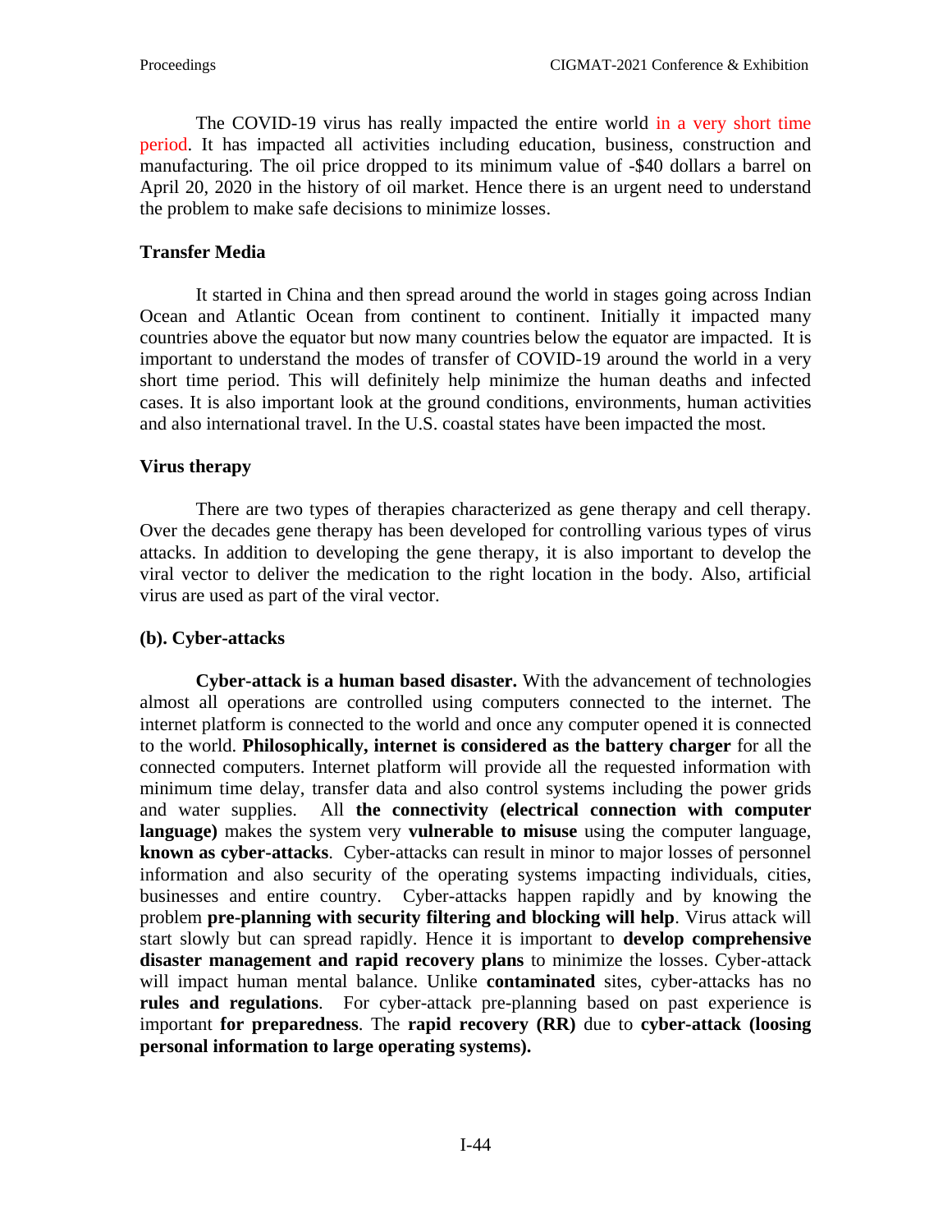The COVID-19 virus has really impacted the entire world in a very short time period. It has impacted all activities including education, business, construction and manufacturing. The oil price dropped to its minimum value of -$40 dollars a barrel on April 20, 2020 in the history of oil market. Hence there is an urgent need to understand the problem to make safe decisions to minimize losses.

**Transfer Media**

It started in China and then spread around the world in stages going across Indian Ocean and Atlantic Ocean from continent to continent. Initially it impacted many countries above the equator but now many countries below the equator are impacted. It is important to understand the modes of transfer of COVID-19 around the world in a very short time period. This will definitely help minimize the human deaths and infected cases. It is also important look at the ground conditions, environments, human activities and also international travel. In the U.S. coastal states have been impacted the most.

**Virus therapy**

There are two types of therapies characterized as gene therapy and cell therapy. Over the decades gene therapy has been developed for controlling various types of virus attacks. In addition to developing the gene therapy, it is also important to develop the viral vector to deliver the medication to the right location in the body. Also, artificial virus are used as part of the viral vector.

**(b). Cyber-attacks**

**Cyber-attack is a human based disaster.** With the advancement of technologies almost all operations are controlled using computers connected to the internet. The internet platform is connected to the world and once any computer opened it is connected to the world. **Philosophically, internet is considered as the battery charger** for all the connected computers. Internet platform will provide all the requested information with minimum time delay, transfer data and also control systems including the power grids and water supplies. All **the connectivity (electrical connection with computer language)** makes the system very **vulnerable to misuse** using the computer language, **known as cyber-attacks**. Cyber-attacks can result in minor to major losses of personnel information and also security of the operating systems impacting individuals, cities, businesses and entire country. Cyber-attacks happen rapidly and by knowing the problem **pre-planning with security filtering and blocking will help**. Virus attack will start slowly but can spread rapidly. Hence it is important to **develop comprehensive disaster management and rapid recovery plans** to minimize the losses. Cyber-attack will impact human mental balance. Unlike **contaminated** sites, cyber-attacks has no **rules and regulations**. For cyber-attack pre-planning based on past experience is important **for preparedness**. The **rapid recovery (RR)** due to **cyber-attack (loosing personal information to large operating systems).**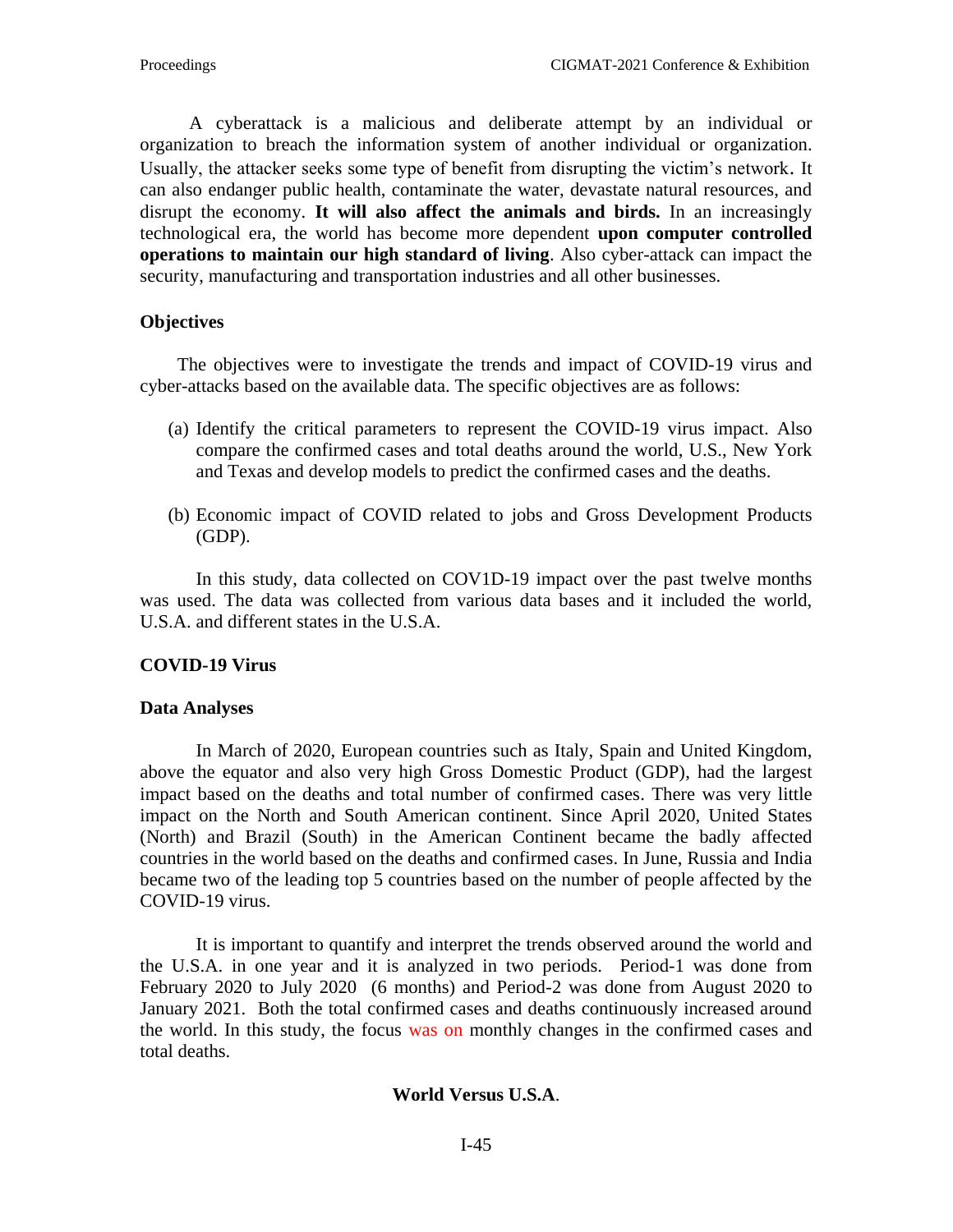A cyberattack is a malicious and deliberate attempt by an individual or organization to breach the information system of another individual or organization. Usually, the attacker seeks some type of benefit from disrupting the victim's network. It can also endanger public health, contaminate the water, devastate natural resources, and disrupt the economy. **It will also affect the animals and birds.** In an increasingly technological era, the world has become more dependent **upon computer controlled operations to maintain our high standard of living**. Also cyber-attack can impact the security, manufacturing and transportation industries and all other businesses.

## Objectives

The objectives were to investigate the trends and impact of COVID-19 virus and cyber-attacks based on the available data. The specific objectives are as follows:

(a) Identify the critical parameters to represent the COVID-19 virus impact. Also compare the confirmed cases and total deaths around the world, U.S., New York and Texas and develop models to predict the confirmed cases and the deaths.

(b) Economic impact of COVID related to jobs and Gross Development Products (GDP).

In this study, data collected on COV1D-19 impact over the past twelve months was used. The data was collected from various data bases and it included the world, U.S.A. and different states in the U.S.A.

## COVID-19 Virus

### Data Analyses

In March of 2020, European countries such as Italy, Spain and United Kingdom, above the equator and also very high Gross Domestic Product (GDP), had the largest impact based on the deaths and total number of confirmed cases. There was very little impact on the North and South American continent. Since April 2020, United States (North) and Brazil (South) in the American Continent became the badly affected countries in the world based on the deaths and confirmed cases. In June, Russia and India became two of the leading top 5 countries based on the number of people affected by the COVID-19 virus.

It is important to quantify and interpret the trends observed around the world and the U.S.A. in one year and it is analyzed in two periods. Period-1 was done from February 2020 to July 2020 (6 months) and Period-2 was done from August 2020 to January 2021. Both the total confirmed cases and deaths continuously increased around the world. In this study, the focus was on monthly changes in the confirmed cases and total deaths.

### World Versus U.S.A.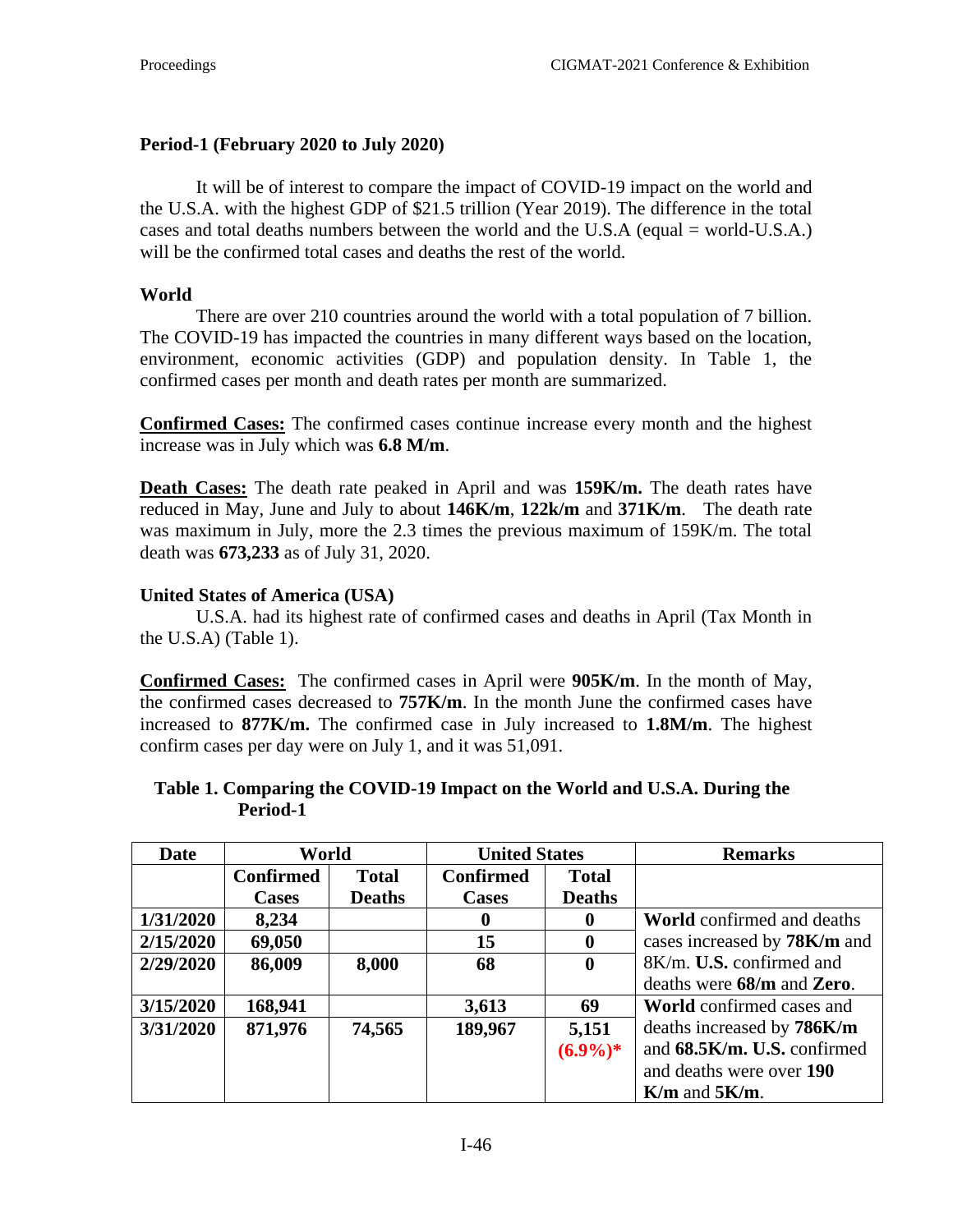### Period-1 (February 2020 to July 2020)

It will be of interest to compare the impact of COVID-19 impact on the world and the U.S.A. with the highest GDP of $21.5 trillion (Year 2019). The difference in the total cases and total deaths numbers between the world and the U.S.A (equal = world-U.S.A.) will be the confirmed total cases and deaths the rest of the world.

#### World

There are over 210 countries around the world with a total population of 7 billion. The COVID-19 has impacted the countries in many different ways based on the location, environment, economic activities (GDP) and population density. In Table 1, the confirmed cases per month and death rates per month are summarized.

**Confirmed Cases:** The confirmed cases continue increase every month and the highest increase was in July which was **6.8 M/m**.

**Death Cases:** The death rate peaked in April and was **159K/m.** The death rates have reduced in May, June and July to about **146K/m**, **122k/m** and **371K/m**. The death rate was maximum in July, more the 2.3 times the previous maximum of 159K/m. The total death was **673,233** as of July 31, 2020.

#### United States of America (USA)

U.S.A. had its highest rate of confirmed cases and deaths in April (Tax Month in the U.S.A) (Table 1).

**Confirmed Cases:** The confirmed cases in April were **905K/m**. In the month of May, the confirmed cases decreased to **757K/m**. In the month June the confirmed cases have increased to **877K/m.** The confirmed case in July increased to **1.8M/m**. The highest confirm cases per day were on July 1, and it was 51,091.

**Table 1. Comparing the COVID-19 Impact on the World and U.S.A. During the Period-1**

| Date | World | | United States | | Remarks |
|---|---|---|---|---|---|
| | Confirmed Cases | Total Deaths | Confirmed Cases | Total Deaths | |
| 1/31/2020 | 8,234 | | 0 | 0 | **World** confirmed and deaths cases increased by **78K/m** and 8K/m. **U.S.** confirmed and deaths were **68/m** and **Zero**. |
| 2/15/2020 | 69,050 | | 15 | 0 | |
| 2/29/2020 | 86,009 | 8,000 | 68 | 0 | |
| 3/15/2020 | 168,941 | | 3,613 | 69 | **World** confirmed cases and deaths increased by **786K/m** and **68.5K/m. U.S.** confirmed and deaths were over **190 K/m** and **5K/m**. |
| 3/31/2020 | 871,976 | 74,565 | 189,967 | 5,151 (6.9%)* | |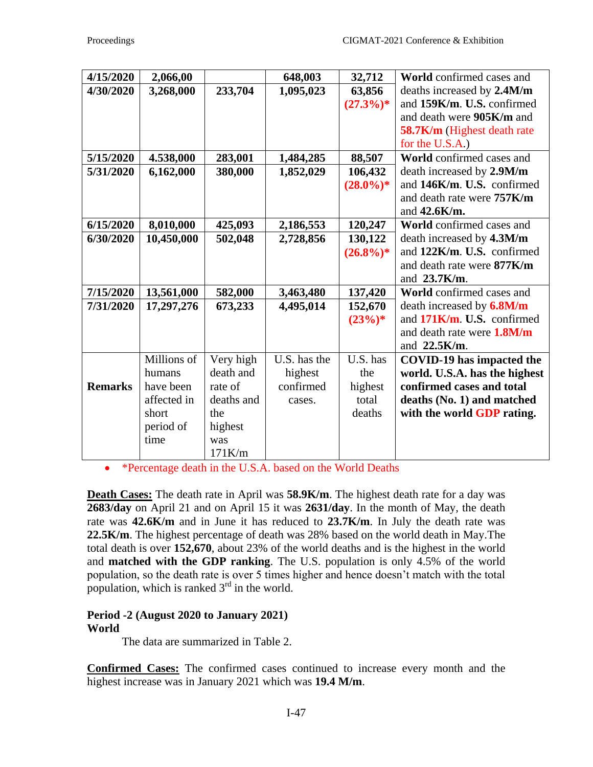| | | | | | |
|---|---|---|---|---|---|
| **4/15/2020** | **2,066,00** | | **648,003** | **32,712** | **World** confirmed cases and deaths increased by **2.4M/m** and **159K/m**. **U.S.** confirmed and death were **905K/m** and **58.7K/m** (Highest death rate for the U.S.A.) |
| **4/30/2020** | **3,268,000** | **233,704** | **1,095,023** | **63,856 (27.3%)*** | |
| **5/15/2020** | **4.538,000** | **283,001** | **1,484,285** | **88,507** | **World** confirmed cases and death increased by **2.9M/m** and **146K/m**. **U.S.** confirmed and death rate were **757K/m** and **42.6K/m.** |
| **5/31/2020** | **6,162,000** | **380,000** | **1,852,029** | **106,432 (28.0%)*** | |
| **6/15/2020** | **8,010,000** | **425,093** | **2,186,553** | **120,247** | **World** confirmed cases and death increased by **4.3M/m** and **122K/m**. **U.S.** confirmed and death rate were **877K/m** and **23.7K/m.** |
| **6/30/2020** | **10,450,000** | **502,048** | **2,728,856** | **130,122 (26.8%)*** | |
| **7/15/2020** | **13,561,000** | **582,000** | **3,463,480** | **137,420** | **World** confirmed cases and death increased by **6.8M/m** and **171K/m**. **U.S.** confirmed and death rate were **1.8M/m** and **22.5K/m.** |
| **7/31/2020** | **17,297,276** | **673,233** | **4,495,014** | **152,670 (23%)*** | |
| **Remarks** | Millions of humans have been affected in short period of time | Very high death and rate of deaths and the highest was 171K/m | U.S. has the highest confirmed cases. | U.S. has the highest total deaths | **COVID-19 has impacted the world. U.S.A. has the highest confirmed cases and total deaths (No. 1) and matched with the world GDP rating.** |

- *Percentage death in the U.S.A. based on the World Deaths

**Death Cases:** The death rate in April was **58.9K/m**. The highest death rate for a day was **2683/day** on April 21 and on April 15 it was **2631/day**. In the month of May, the death rate was **42.6K/m** and in June it has reduced to **23.7K/m**. In July the death rate was **22.5K/m**. The highest percentage of death was 28% based on the world death in May.The total death is over **152,670**, about 23% of the world deaths and is the highest in the world and **matched with the GDP ranking**. The U.S. population is only 4.5% of the world population, so the death rate is over 5 times higher and hence doesn't match with the total population, which is ranked 3rd in the world.

**Period -2 (August 2020 to January 2021)**
**World**

The data are summarized in Table 2.

**Confirmed Cases:** The confirmed cases continued to increase every month and the highest increase was in January 2021 which was **19.4 M/m**.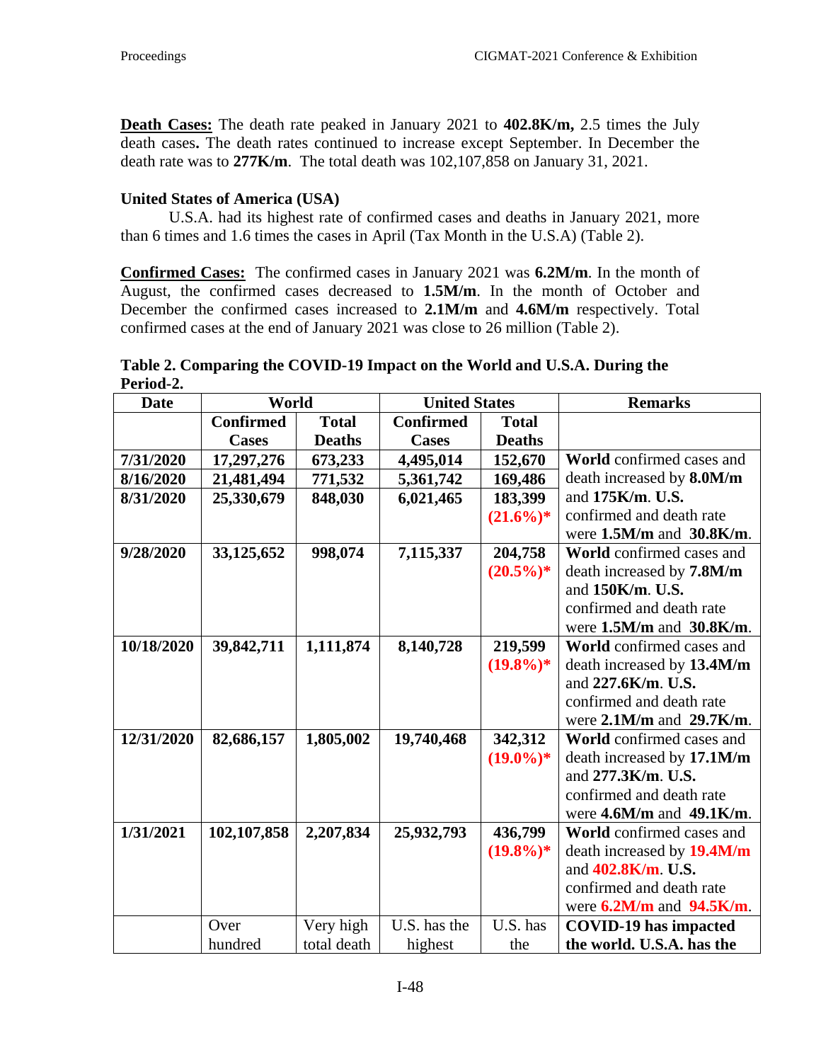**<u>Death Cases:</u>** The death rate peaked in January 2021 to **402.8K/m,** 2.5 times the July death cases**.** The death rates continued to increase except September. In December the death rate was to **277K/m**. The total death was 102,107,858 on January 31, 2021.

### United States of America (USA)

U.S.A. had its highest rate of confirmed cases and deaths in January 2021, more than 6 times and 1.6 times the cases in April (Tax Month in the U.S.A) (Table 2).

**<u>Confirmed Cases:</u>** The confirmed cases in January 2021 was **6.2M/m**. In the month of August, the confirmed cases decreased to **1.5M/m**. In the month of October and December the confirmed cases increased to **2.1M/m** and **4.6M/m** respectively. Total confirmed cases at the end of January 2021 was close to 26 million (Table 2).

**Table 2. Comparing the COVID-19 Impact on the World and U.S.A. During the Period-2.**

| Date | World | | United States | | Remarks |
|---|---|---|---|---|---|
| | Confirmed Cases | Total Deaths | Confirmed Cases | Total Deaths | |
| 7/31/2020 | 17,297,276 | 673,233 | 4,495,014 | 152,670 | **World** confirmed cases and death increased by **8.0M/m** and **175K/m**. **U.S.** confirmed and death rate were **1.5M/m** and **30.8K/m**. |
| 8/16/2020 | 21,481,494 | 771,532 | 5,361,742 | 169,486 | |
| 8/31/2020 | 25,330,679 | 848,030 | 6,021,465 | 183,399 **(21.6%)*** | |
| 9/28/2020 | 33,125,652 | 998,074 | 7,115,337 | 204,758 **(20.5%)*** | **World** confirmed cases and death increased by **7.8M/m** and **150K/m**. **U.S.** confirmed and death rate were **1.5M/m** and **30.8K/m**. |
| 10/18/2020 | 39,842,711 | 1,111,874 | 8,140,728 | 219,599 **(19.8%)*** | **World** confirmed cases and death increased by **13.4M/m** and **227.6K/m**. **U.S.** confirmed and death rate were **2.1M/m** and **29.7K/m**. |
| 12/31/2020 | 82,686,157 | 1,805,002 | 19,740,468 | 342,312 **(19.0%)*** | **World** confirmed cases and death increased by **17.1M/m** and **277.3K/m**. **U.S.** confirmed and death rate were **4.6M/m** and **49.1K/m**. |
| 1/31/2021 | 102,107,858 | 2,207,834 | 25,932,793 | 436,799 **(19.8%)*** | **World** confirmed cases and death increased by **19.4M/m** and **402.8K/m**. **U.S.** confirmed and death rate were **6.2M/m** and **94.5K/m**. |
| | Over hundred | Very high total death | U.S. has the highest | U.S. has the | **COVID-19 has impacted the world. U.S.A. has the** |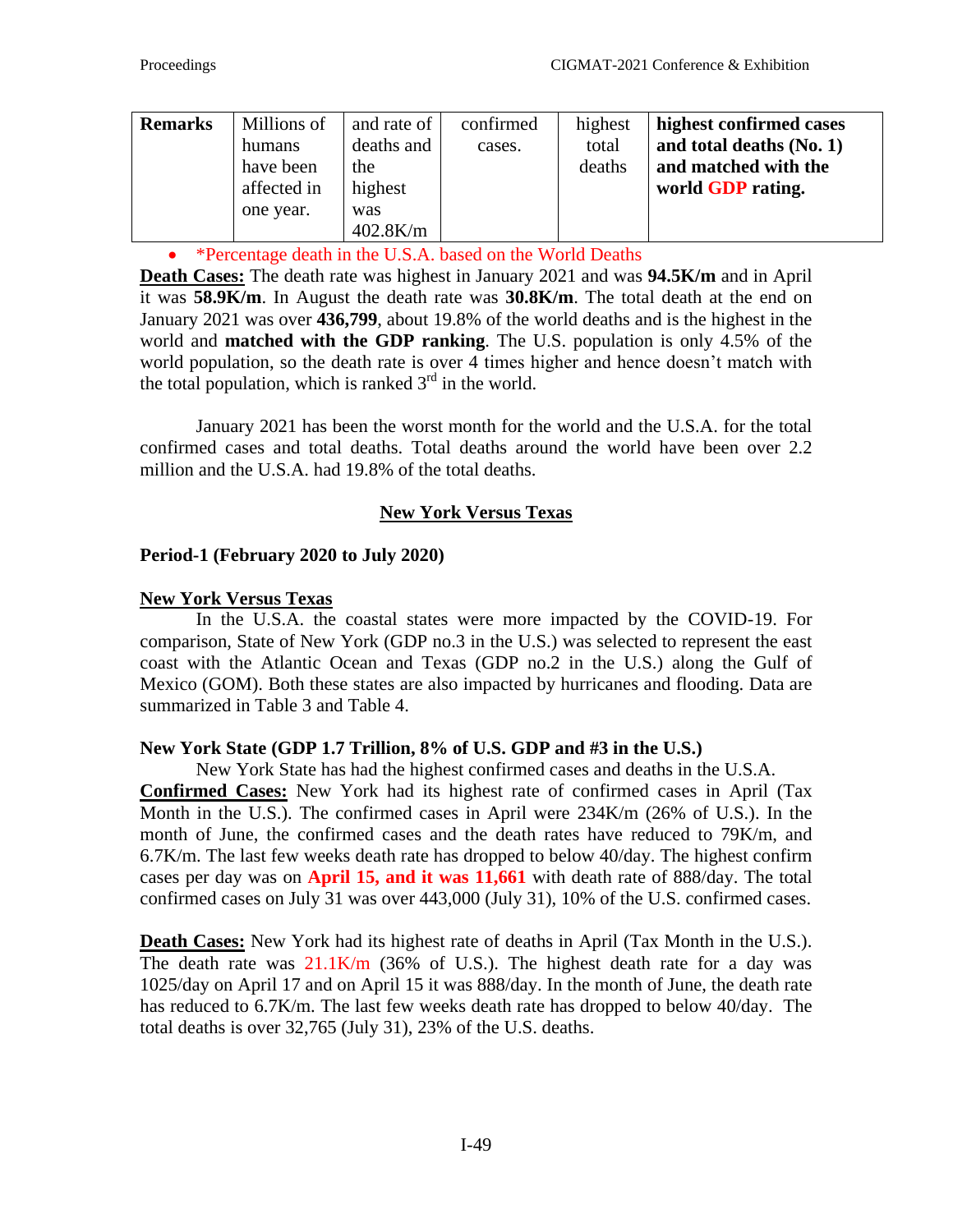| **Remarks** | Millions of humans have been affected in one year. | and rate of deaths and the highest was 402.8K/m | confirmed cases. | highest total deaths | **highest confirmed cases and total deaths (No. 1) and matched with the world GDP rating.** |
|---|---|---|---|---|---|

- *Percentage death in the U.S.A. based on the World Deaths

**Death Cases:** The death rate was highest in January 2021 and was **94.5K/m** and in April it was **58.9K/m**. In August the death rate was **30.8K/m**. The total death at the end on January 2021 was over **436,799**, about 19.8% of the world deaths and is the highest in the world and **matched with the GDP ranking**. The U.S. population is only 4.5% of the world population, so the death rate is over 4 times higher and hence doesn't match with the total population, which is ranked 3rd in the world.

January 2021 has been the worst month for the world and the U.S.A. for the total confirmed cases and total deaths. Total deaths around the world have been over 2.2 million and the U.S.A. had 19.8% of the total deaths.

## New York Versus Texas

### Period-1 (February 2020 to July 2020)

**New York Versus Texas**

In the U.S.A. the coastal states were more impacted by the COVID-19. For comparison, State of New York (GDP no.3 in the U.S.) was selected to represent the east coast with the Atlantic Ocean and Texas (GDP no.2 in the U.S.) along the Gulf of Mexico (GOM). Both these states are also impacted by hurricanes and flooding. Data are summarized in Table 3 and Table 4.

**New York State (GDP 1.7 Trillion, 8% of U.S. GDP and #3 in the U.S.)**

New York State has had the highest confirmed cases and deaths in the U.S.A.

**Confirmed Cases:** New York had its highest rate of confirmed cases in April (Tax Month in the U.S.). The confirmed cases in April were 234K/m (26% of U.S.). In the month of June, the confirmed cases and the death rates have reduced to 79K/m, and 6.7K/m. The last few weeks death rate has dropped to below 40/day. The highest confirm cases per day was on **April 15, and it was 11,661** with death rate of 888/day. The total confirmed cases on July 31 was over 443,000 (July 31), 10% of the U.S. confirmed cases.

**Death Cases:** New York had its highest rate of deaths in April (Tax Month in the U.S.). The death rate was 21.1K/m (36% of U.S.). The highest death rate for a day was 1025/day on April 17 and on April 15 it was 888/day. In the month of June, the death rate has reduced to 6.7K/m. The last few weeks death rate has dropped to below 40/day. The total deaths is over 32,765 (July 31), 23% of the U.S. deaths.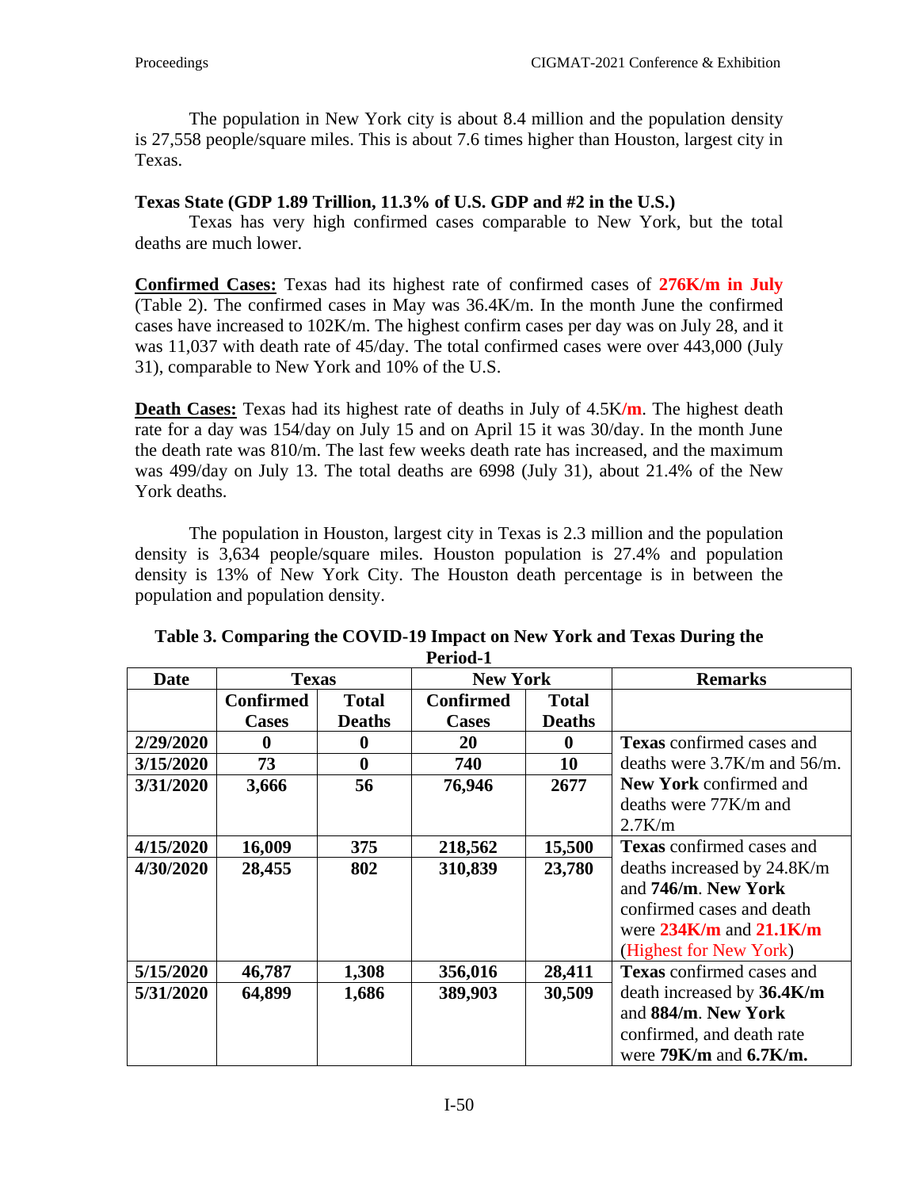The population in New York city is about 8.4 million and the population density is 27,558 people/square miles. This is about 7.6 times higher than Houston, largest city in Texas.

**Texas State (GDP 1.89 Trillion, 11.3% of U.S. GDP and #2 in the U.S.)**

Texas has very high confirmed cases comparable to New York, but the total deaths are much lower.

**Confirmed Cases:** Texas had its highest rate of confirmed cases of **276K/m in July** (Table 2). The confirmed cases in May was 36.4K/m. In the month June the confirmed cases have increased to 102K/m. The highest confirm cases per day was on July 28, and it was 11,037 with death rate of 45/day. The total confirmed cases were over 443,000 (July 31), comparable to New York and 10% of the U.S.

**Death Cases:** Texas had its highest rate of deaths in July of 4.5K**/m**. The highest death rate for a day was 154/day on July 15 and on April 15 it was 30/day. In the month June the death rate was 810/m. The last few weeks death rate has increased, and the maximum was 499/day on July 13. The total deaths are 6998 (July 31), about 21.4% of the New York deaths.

The population in Houston, largest city in Texas is 2.3 million and the population density is 3,634 people/square miles. Houston population is 27.4% and population density is 13% of New York City. The Houston death percentage is in between the population and population density.

**Table 3. Comparing the COVID-19 Impact on New York and Texas During the Period-1**

| Date | Texas | | New York | | Remarks |
|---|---|---|---|---|---|
| | Confirmed Cases | Total Deaths | Confirmed Cases | Total Deaths | |
| 2/29/2020 | 0 | 0 | 20 | 0 | **Texas** confirmed cases and deaths were 3.7K/m and 56/m. **New York** confirmed and deaths were 77K/m and 2.7K/m |
| 3/15/2020 | 73 | 0 | 740 | 10 | |
| 3/31/2020 | 3,666 | 56 | 76,946 | 2677 | |
| 4/15/2020 | 16,009 | 375 | 218,562 | 15,500 | **Texas** confirmed cases and deaths increased by 24.8K/m and **746/m**. **New York** confirmed cases and death were **234K/m** and **21.1K/m** (Highest for New York) |
| 4/30/2020 | 28,455 | 802 | 310,839 | 23,780 | |
| 5/15/2020 | 46,787 | 1,308 | 356,016 | 28,411 | **Texas** confirmed cases and death increased by **36.4K/m** and **884/m**. **New York** confirmed, and death rate were **79K/m** and **6.7K/m.** |
| 5/31/2020 | 64,899 | 1,686 | 389,903 | 30,509 | |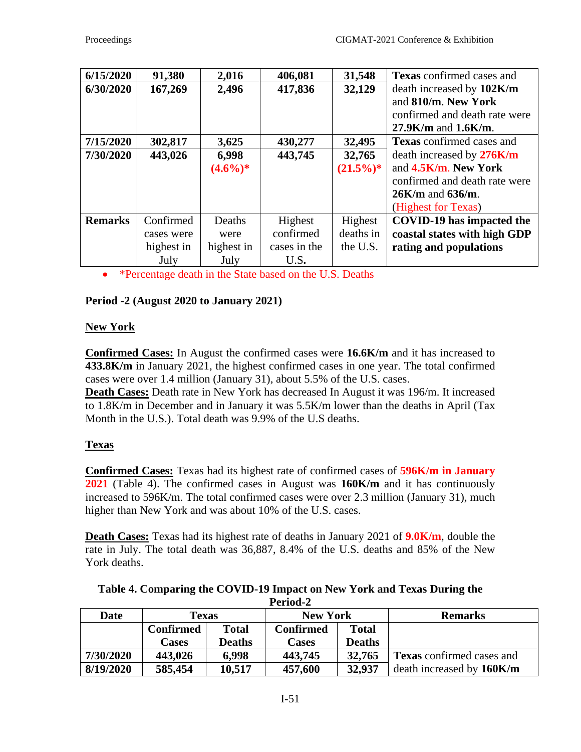| | | | | | |
|---|---|---|---|---|---|
| **6/15/2020** | **91,380** | **2,016** | **406,081** | **31,548** | **Texas** confirmed cases and death increased by **102K/m** and **810/m**. **New York** confirmed and death rate were **27.9K/m** and **1.6K/m**. |
| **6/30/2020** | **167,269** | **2,496** | **417,836** | **32,129** | |
| **7/15/2020** | **302,817** | **3,625** | **430,277** | **32,495** | **Texas** confirmed cases and death increased by **276K/m** and **4.5K/m**. **New York** confirmed and death rate were **26K/m** and **636/m**. (Highest for Texas) |
| **7/30/2020** | **443,026** | **6,998** **(4.6%)*** | **443,745** | **32,765** **(21.5%)*** | |
| **Remarks** | Confirmed cases were highest in July | Deaths were highest in July | Highest confirmed cases in the U.S. | Highest deaths in the U.S. | **COVID-19 has impacted the coastal states with high GDP rating and populations** |

- *Percentage death in the State based on the U.S. Deaths

**Period -2 (August 2020 to January 2021)**

**New York**

**Confirmed Cases:** In August the confirmed cases were **16.6K/m** and it has increased to **433.8K/m** in January 2021, the highest confirmed cases in one year. The total confirmed cases were over 1.4 million (January 31), about 5.5% of the U.S. cases.
**Death Cases:** Death rate in New York has decreased In August it was 196/m. It increased to 1.8K/m in December and in January it was 5.5K/m lower than the deaths in April (Tax Month in the U.S.). Total death was 9.9% of the U.S deaths.

**Texas**

**Confirmed Cases:** Texas had its highest rate of confirmed cases of **596K/m in January 2021** (Table 4). The confirmed cases in August was **160K/m** and it has continuously increased to 596K/m. The total confirmed cases were over 2.3 million (January 31), much higher than New York and was about 10% of the U.S. cases.

**Death Cases:** Texas had its highest rate of deaths in January 2021 of **9.0K/m**, double the rate in July. The total death was 36,887, 8.4% of the U.S. deaths and 85% of the New York deaths.

**Table 4. Comparing the COVID-19 Impact on New York and Texas During the Period-2**

| Date | Texas | | New York | | Remarks |
|---|---|---|---|---|---|
| | **Confirmed Cases** | **Total Deaths** | **Confirmed Cases** | **Total Deaths** | |
| **7/30/2020** | **443,026** | **6,998** | **443,745** | **32,765** | **Texas** confirmed cases and death increased by **160K/m** |
| **8/19/2020** | **585,454** | **10,517** | **457,600** | **32,937** | |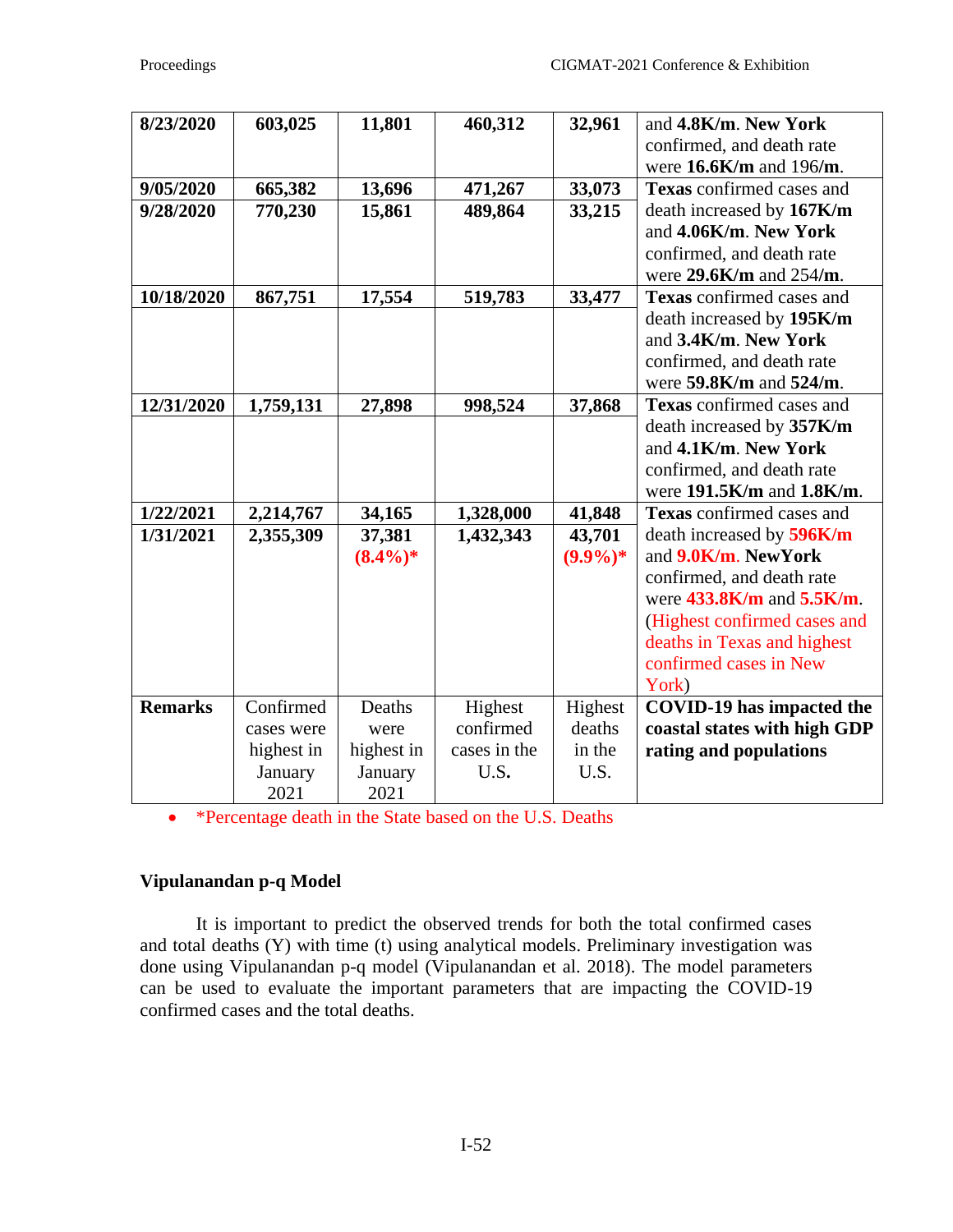| | | | | | |
|---|---|---|---|---|---|
| **8/23/2020** | **603,025** | **11,801** | **460,312** | **32,961** | and **4.8K/m**. **New York** confirmed, and death rate were **16.6K/m** and 196/**m**. |
| **9/05/2020** | **665,382** | **13,696** | **471,267** | **33,073** | **Texas** confirmed cases and death increased by **167K/m** and **4.06K/m**. **New York** confirmed, and death rate were **29.6K/m** and 254/**m**. |
| **9/28/2020** | **770,230** | **15,861** | **489,864** | **33,215** | |
| **10/18/2020** | **867,751** | **17,554** | **519,783** | **33,477** | **Texas** confirmed cases and death increased by **195K/m** and **3.4K/m**. **New York** confirmed, and death rate were **59.8K/m** and **524/m**. |
| **12/31/2020** | **1,759,131** | **27,898** | **998,524** | **37,868** | **Texas** confirmed cases and death increased by **357K/m** and **4.1K/m**. **New York** confirmed, and death rate were **191.5K/m** and **1.8K/m**. |
| **1/22/2021** | **2,214,767** | **34,165** | **1,328,000** | **41,848** | **Texas** confirmed cases and death increased by **596K/m** and **9.0K/m**. **NewYork** confirmed, and death rate were **433.8K/m** and **5.5K/m**. (Highest confirmed cases and deaths in Texas and highest confirmed cases in New York) |
| **1/31/2021** | **2,355,309** | **37,381** **(8.4%)*** | **1,432,343** | **43,701** **(9.9%)*** | |
| **Remarks** | Confirmed cases were highest in January 2021 | Deaths were highest in January 2021 | Highest confirmed cases in the U.S. | Highest deaths in the U.S. | **COVID-19 has impacted the coastal states with high GDP rating and populations** |

- *Percentage death in the State based on the U.S. Deaths

### Vipulanandan p-q Model

It is important to predict the observed trends for both the total confirmed cases and total deaths (Y) with time (t) using analytical models. Preliminary investigation was done using Vipulanandan p-q model (Vipulanandan et al. 2018). The model parameters can be used to evaluate the important parameters that are impacting the COVID-19 confirmed cases and the total deaths.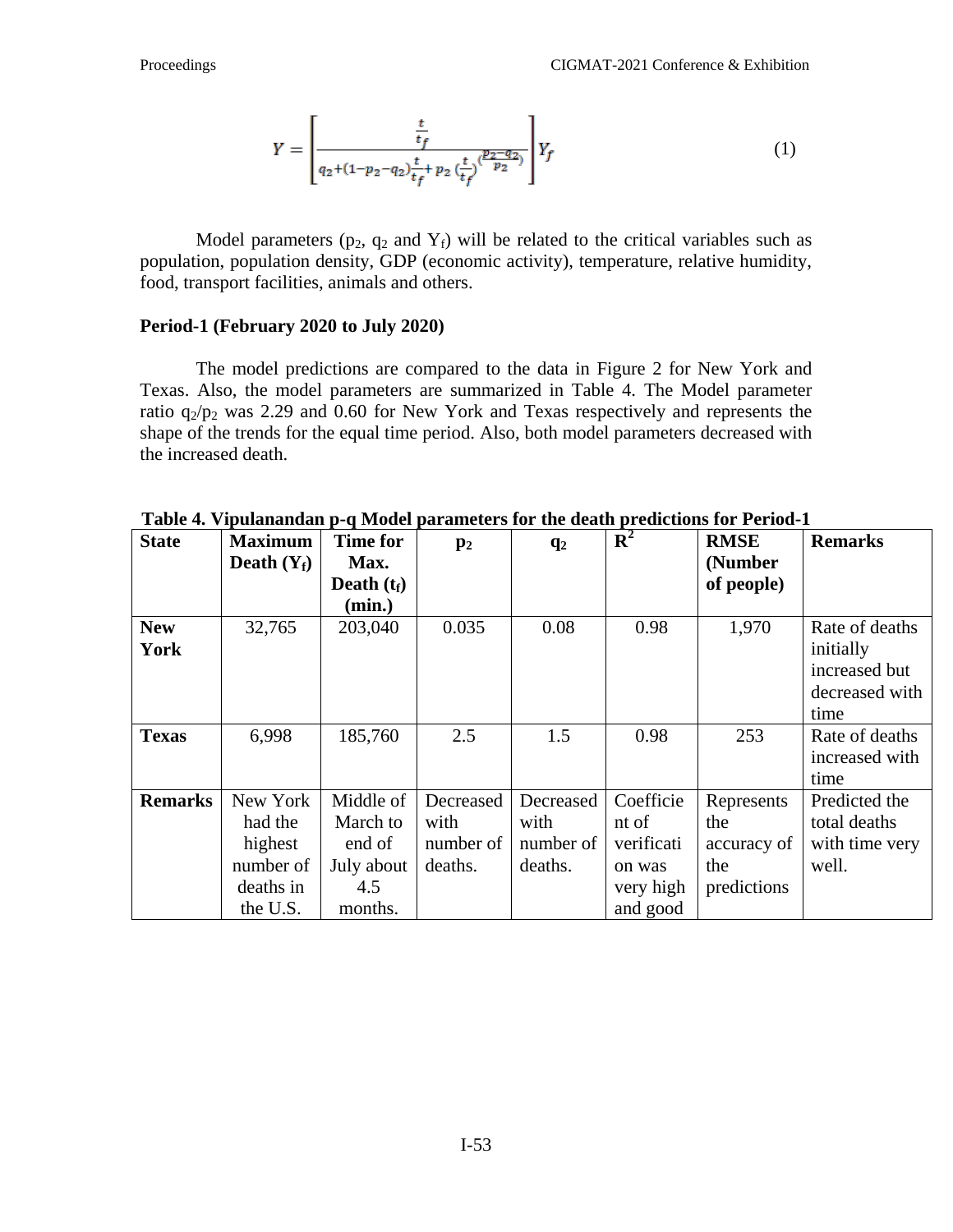$$Y = \left[ \frac{\frac{t}{t_f}}{q_2 + (1 - p_2 - q_2)\frac{t}{t_f} + p_2 \left(\frac{t}{t_f}\right)^{\left(\frac{p_2 - q_2}{p_2}\right)}} \right] Y_f \tag{1}$$

Model parameters ($p_2$, $q_2$ and $Y_f$) will be related to the critical variables such as population, population density, GDP (economic activity), temperature, relative humidity, food, transport facilities, animals and others.

**Period-1 (February 2020 to July 2020)**

The model predictions are compared to the data in Figure 2 for New York and Texas. Also, the model parameters are summarized in Table 4. The Model parameter ratio $q_2/p_2$ was 2.29 and 0.60 for New York and Texas respectively and represents the shape of the trends for the equal time period. Also, both model parameters decreased with the increased death.

**Table 4. Vipulanandan p-q Model parameters for the death predictions for Period-1**

| State | Maximum Death ($Y_f$) | Time for Max. Death ($t_f$) (min.) | $p_2$ | $q_2$ | $R^2$ | RMSE (Number of people) | Remarks |
|---|---|---|---|---|---|---|---|
| **New York** | 32,765 | 203,040 | 0.035 | 0.08 | 0.98 | 1,970 | Rate of deaths initially increased but decreased with time |
| **Texas** | 6,998 | 185,760 | 2.5 | 1.5 | 0.98 | 253 | Rate of deaths increased with time |
| **Remarks** | New York had the highest number of deaths in the U.S. | Middle of March to end of July about 4.5 months. | Decreased with number of deaths. | Decreased with number of deaths. | Coefficient of verification was very high and good | Represents the accuracy of the predictions | Predicted the total deaths with time very well. |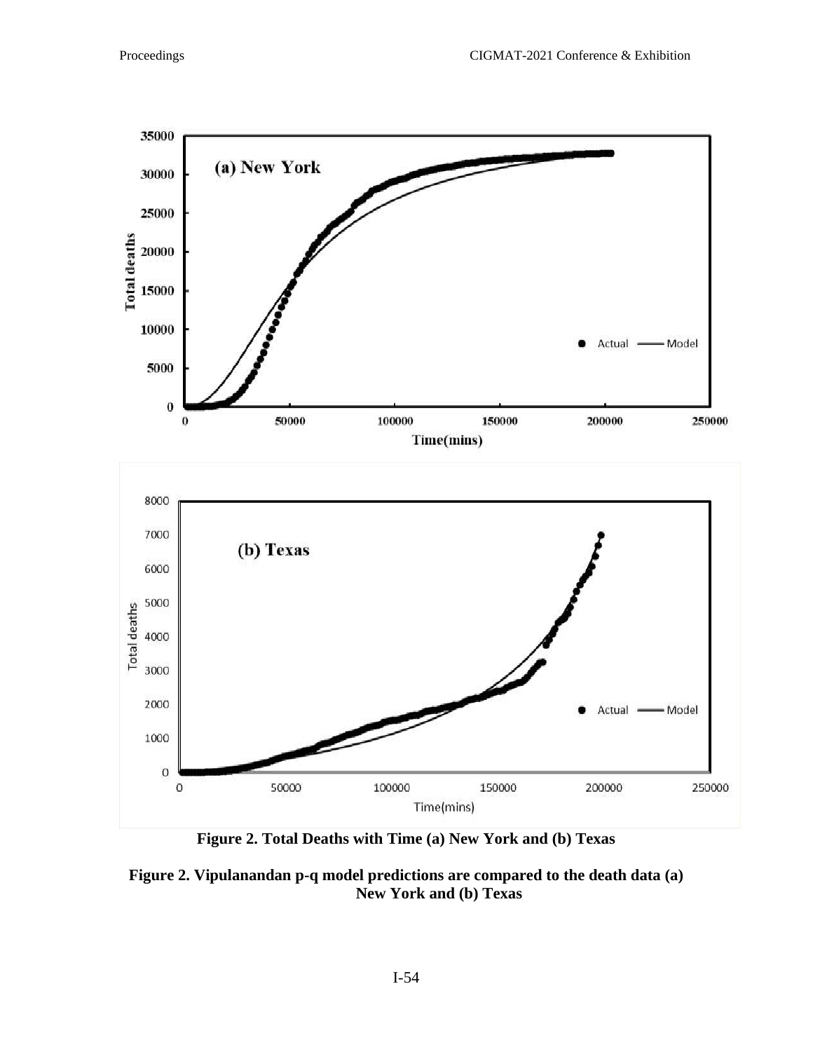**Figure 2. Total Deaths with Time (a) New York and (b) Texas**

**Figure 2. Vipulanandan p-q model predictions are compared to the death data (a) New York and (b) Texas**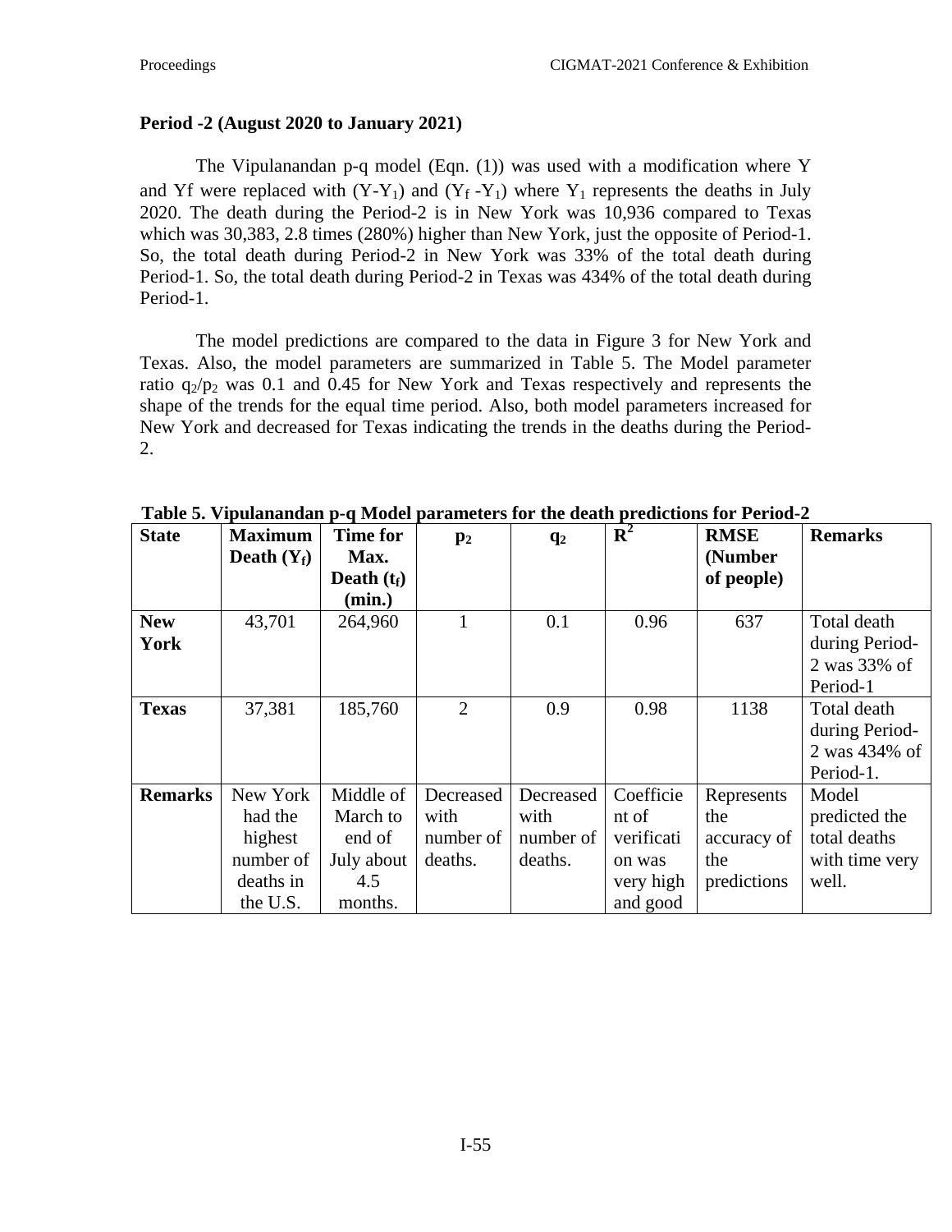**Period -2 (August 2020 to January 2021)**

The Vipulanandan p-q model (Eqn. (1)) was used with a modification where Y and Yf were replaced with $(Y-Y_1)$ and $(Y_f - Y_1)$ where $Y_1$ represents the deaths in July 2020. The death during the Period-2 is in New York was 10,936 compared to Texas which was 30,383, 2.8 times (280%) higher than New York, just the opposite of Period-1. So, the total death during Period-2 in New York was 33% of the total death during Period-1. So, the total death during Period-2 in Texas was 434% of the total death during Period-1.

The model predictions are compared to the data in Figure 3 for New York and Texas. Also, the model parameters are summarized in Table 5. The Model parameter ratio $q_2/p_2$ was 0.1 and 0.45 for New York and Texas respectively and represents the shape of the trends for the equal time period. Also, both model parameters increased for New York and decreased for Texas indicating the trends in the deaths during the Period-2.

**Table 5. Vipulanandan p-q Model parameters for the death predictions for Period-2**

| State | Maximum Death ($Y_f$) | Time for Max. Death ($t_f$) (min.) | $p_2$ | $q_2$ | $R^2$ | RMSE (Number of people) | Remarks |
|---|---|---|---|---|---|---|---|
| **New York** | 43,701 | 264,960 | 1 | 0.1 | 0.96 | 637 | Total death during Period-2 was 33% of Period-1 |
| **Texas** | 37,381 | 185,760 | 2 | 0.9 | 0.98 | 1138 | Total death during Period-2 was 434% of Period-1. |
| **Remarks** | New York had the highest number of deaths in the U.S. | Middle of March to end of July about 4.5 months. | Decreased with number of deaths. | Decreased with number of deaths. | Coefficient of verification was very high and good | Represents the accuracy of the predictions | Model predicted the total deaths with time very well. |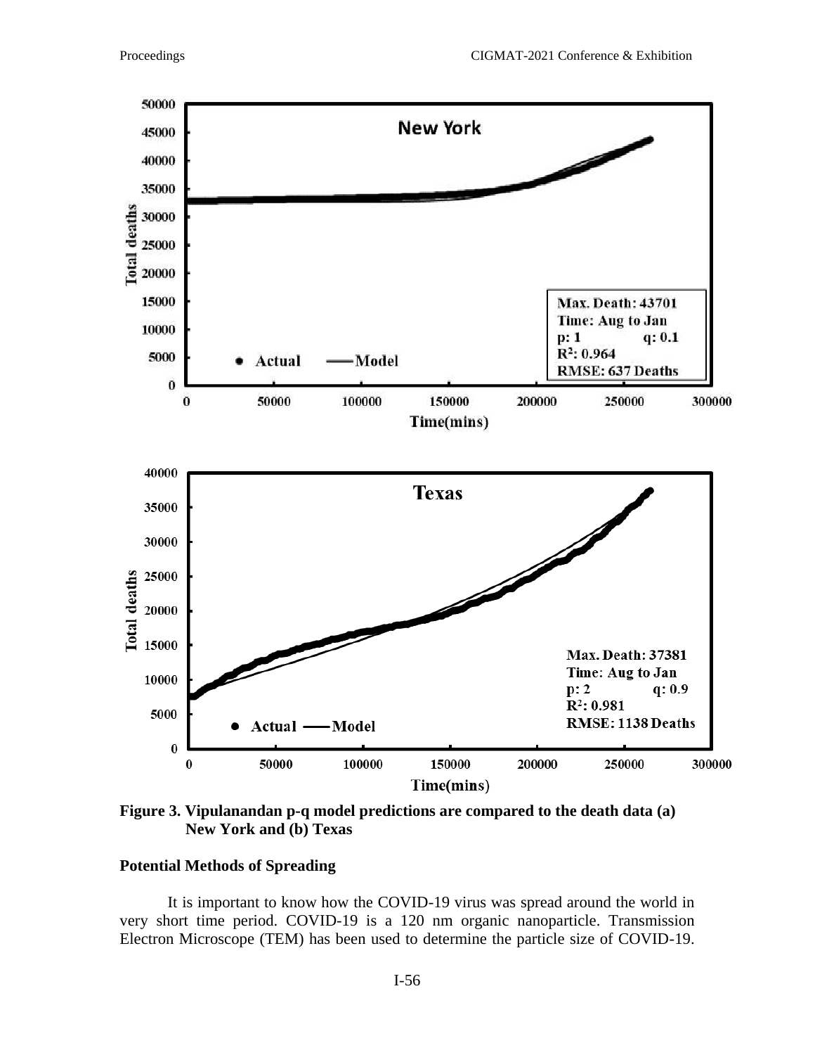**Figure 3. Vipulanandan p-q model predictions are compared to the death data (a) New York and (b) Texas**

**Potential Methods of Spreading**

It is important to know how the COVID-19 virus was spread around the world in very short time period. COVID-19 is a 120 nm organic nanoparticle. Transmission Electron Microscope (TEM) has been used to determine the particle size of COVID-19.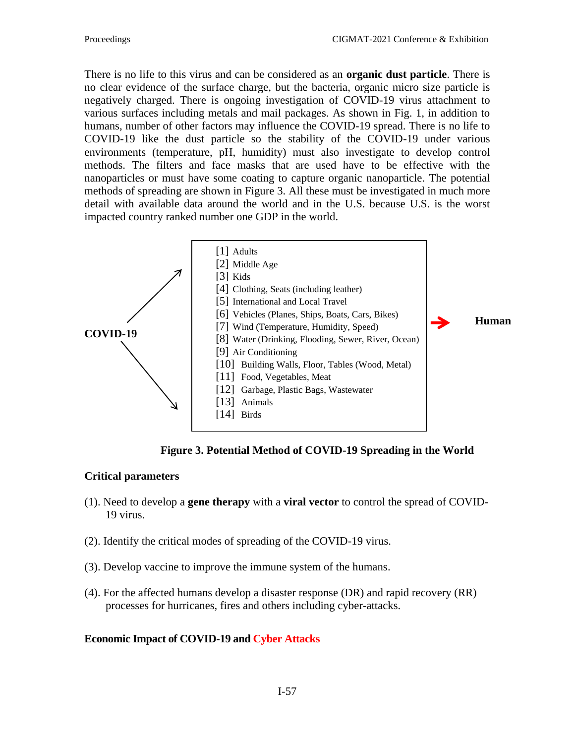There is no life to this virus and can be considered as an **organic dust particle**. There is no clear evidence of the surface charge, but the bacteria, organic micro size particle is negatively charged. There is ongoing investigation of COVID-19 virus attachment to various surfaces including metals and mail packages. As shown in Fig. 1, in addition to humans, number of other factors may influence the COVID-19 spread. There is no life to COVID-19 like the dust particle so the stability of the COVID-19 under various environments (temperature, pH, humidity) must also investigate to develop control methods. The filters and face masks that are used have to be effective with the nanoparticles or must have some coating to capture organic nanoparticle. The potential methods of spreading are shown in Figure 3. All these must be investigated in much more detail with available data around the world and in the U.S. because U.S. is the worst impacted country ranked number one GDP in the world.

**COVID-19** → 

[1] Adults
[2] Middle Age
[3] Kids
[4] Clothing, Seats (including leather)
[5] International and Local Travel
[6] Vehicles (Planes, Ships, Boats, Cars, Bikes)
[7] Wind (Temperature, Humidity, Speed)
[8] Water (Drinking, Flooding, Sewer, River, Ocean)
[9] Air Conditioning
[10] Building Walls, Floor, Tables (Wood, Metal)
[11] Food, Vegetables, Meat
[12] Garbage, Plastic Bags, Wastewater
[13] Animals
[14] Birds

→ **Human**

**Figure 3. Potential Method of COVID-19 Spreading in the World**

**Critical parameters**

(1). Need to develop a **gene therapy** with a **viral vector** to control the spread of COVID-19 virus.

(2). Identify the critical modes of spreading of the COVID-19 virus.

(3). Develop vaccine to improve the immune system of the humans.

(4). For the affected humans develop a disaster response (DR) and rapid recovery (RR) processes for hurricanes, fires and others including cyber-attacks.

**Economic Impact of COVID-19 and Cyber Attacks**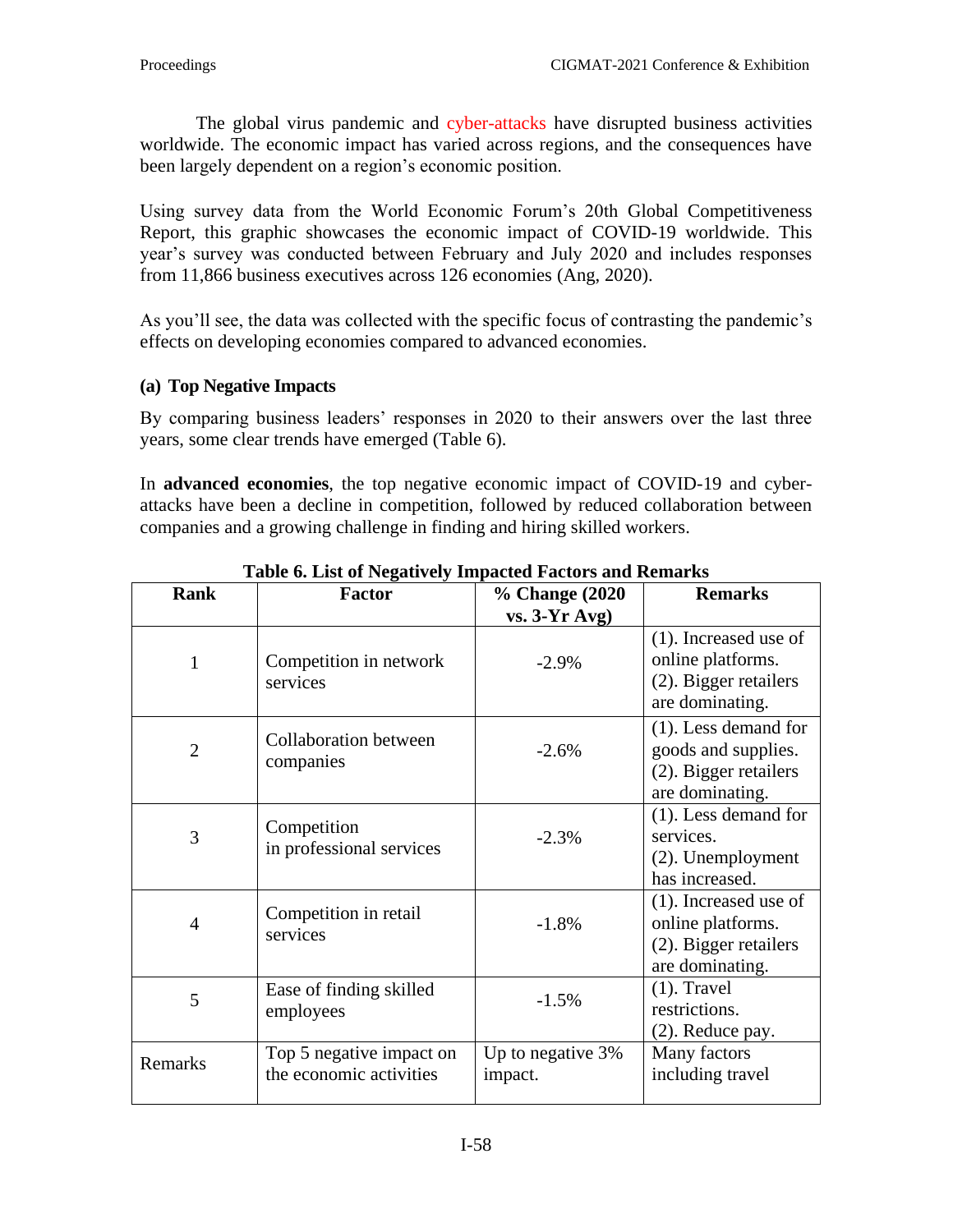The global virus pandemic and cyber-attacks have disrupted business activities worldwide. The economic impact has varied across regions, and the consequences have been largely dependent on a region's economic position.

Using survey data from the World Economic Forum's 20th Global Competitiveness Report, this graphic showcases the economic impact of COVID-19 worldwide. This year's survey was conducted between February and July 2020 and includes responses from 11,866 business executives across 126 economies (Ang, 2020).

As you'll see, the data was collected with the specific focus of contrasting the pandemic's effects on developing economies compared to advanced economies.

### (a) Top Negative Impacts

By comparing business leaders' responses in 2020 to their answers over the last three years, some clear trends have emerged (Table 6).

In **advanced economies**, the top negative economic impact of COVID-19 and cyber-attacks have been a decline in competition, followed by reduced collaboration between companies and a growing challenge in finding and hiring skilled workers.

**Table 6. List of Negatively Impacted Factors and Remarks**

| Rank | Factor | % Change (2020 vs. 3-Yr Avg) | Remarks |
|---|---|---|---|
| 1 | Competition in network services | -2.9% | (1). Increased use of online platforms. (2). Bigger retailers are dominating. |
| 2 | Collaboration between companies | -2.6% | (1). Less demand for goods and supplies. (2). Bigger retailers are dominating. |
| 3 | Competition in professional services | -2.3% | (1). Less demand for services. (2). Unemployment has increased. |
| 4 | Competition in retail services | -1.8% | (1). Increased use of online platforms. (2). Bigger retailers are dominating. |
| 5 | Ease of finding skilled employees | -1.5% | (1). Travel restrictions. (2). Reduce pay. |
| Remarks | Top 5 negative impact on the economic activities | Up to negative 3% impact. | Many factors including travel |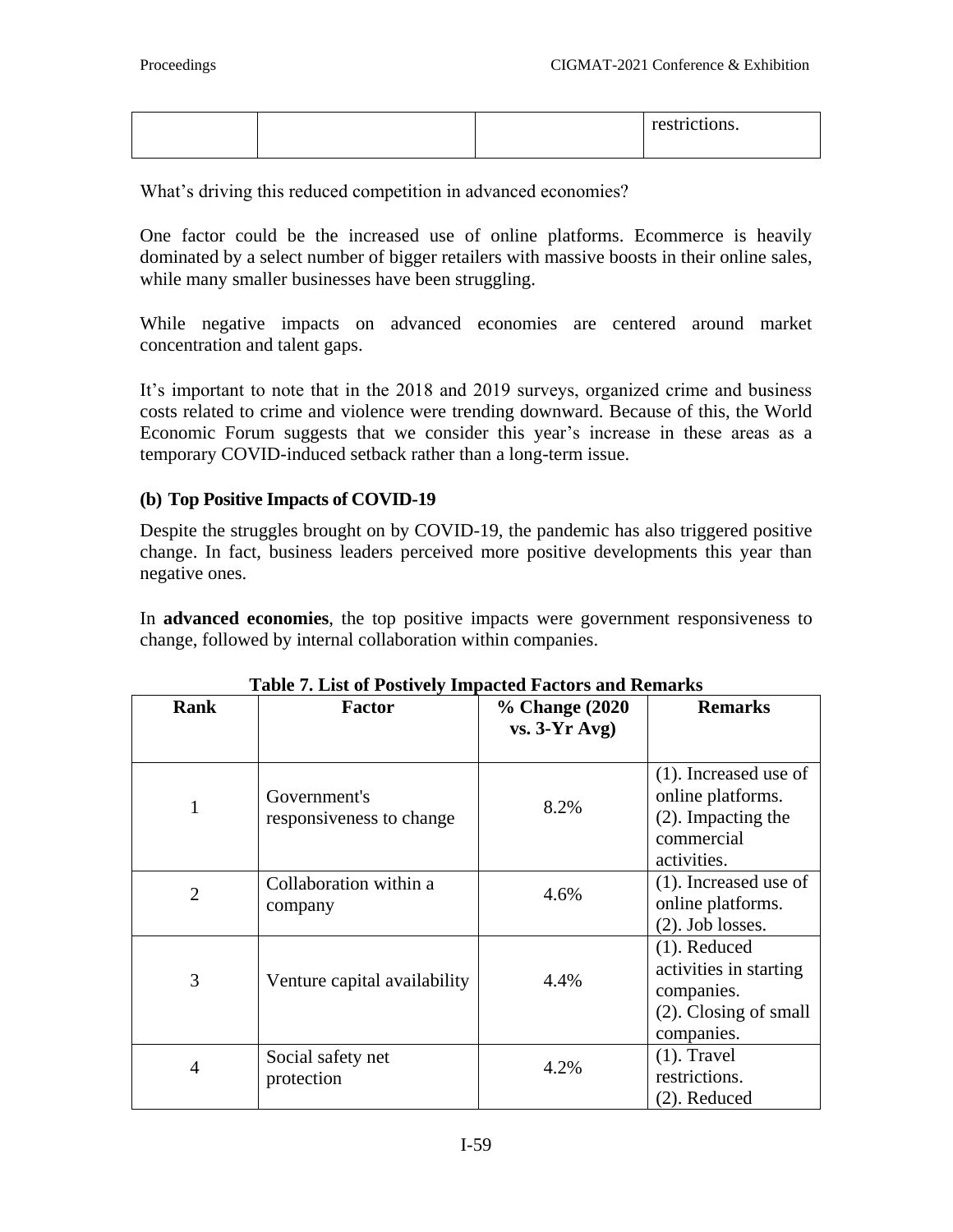| | | | restrictions. |
|---|---|---|---|

What's driving this reduced competition in advanced economies?

One factor could be the increased use of online platforms. Ecommerce is heavily dominated by a select number of bigger retailers with massive boosts in their online sales, while many smaller businesses have been struggling.

While negative impacts on advanced economies are centered around market concentration and talent gaps.

It's important to note that in the 2018 and 2019 surveys, organized crime and business costs related to crime and violence were trending downward. Because of this, the World Economic Forum suggests that we consider this year's increase in these areas as a temporary COVID-induced setback rather than a long-term issue.

### (b) Top Positive Impacts of COVID-19

Despite the struggles brought on by COVID-19, the pandemic has also triggered positive change. In fact, business leaders perceived more positive developments this year than negative ones.

In **advanced economies**, the top positive impacts were government responsiveness to change, followed by internal collaboration within companies.

**Table 7. List of Postively Impacted Factors and Remarks**

| Rank | Factor | % Change (2020 vs. 3-Yr Avg) | Remarks |
|---|---|---|---|
| 1 | Government's responsiveness to change | 8.2% | (1). Increased use of online platforms. (2). Impacting the commercial activities. |
| 2 | Collaboration within a company | 4.6% | (1). Increased use of online platforms. (2). Job losses. |
| 3 | Venture capital availability | 4.4% | (1). Reduced activities in starting companies. (2). Closing of small companies. |
| 4 | Social safety net protection | 4.2% | (1). Travel restrictions. (2). Reduced |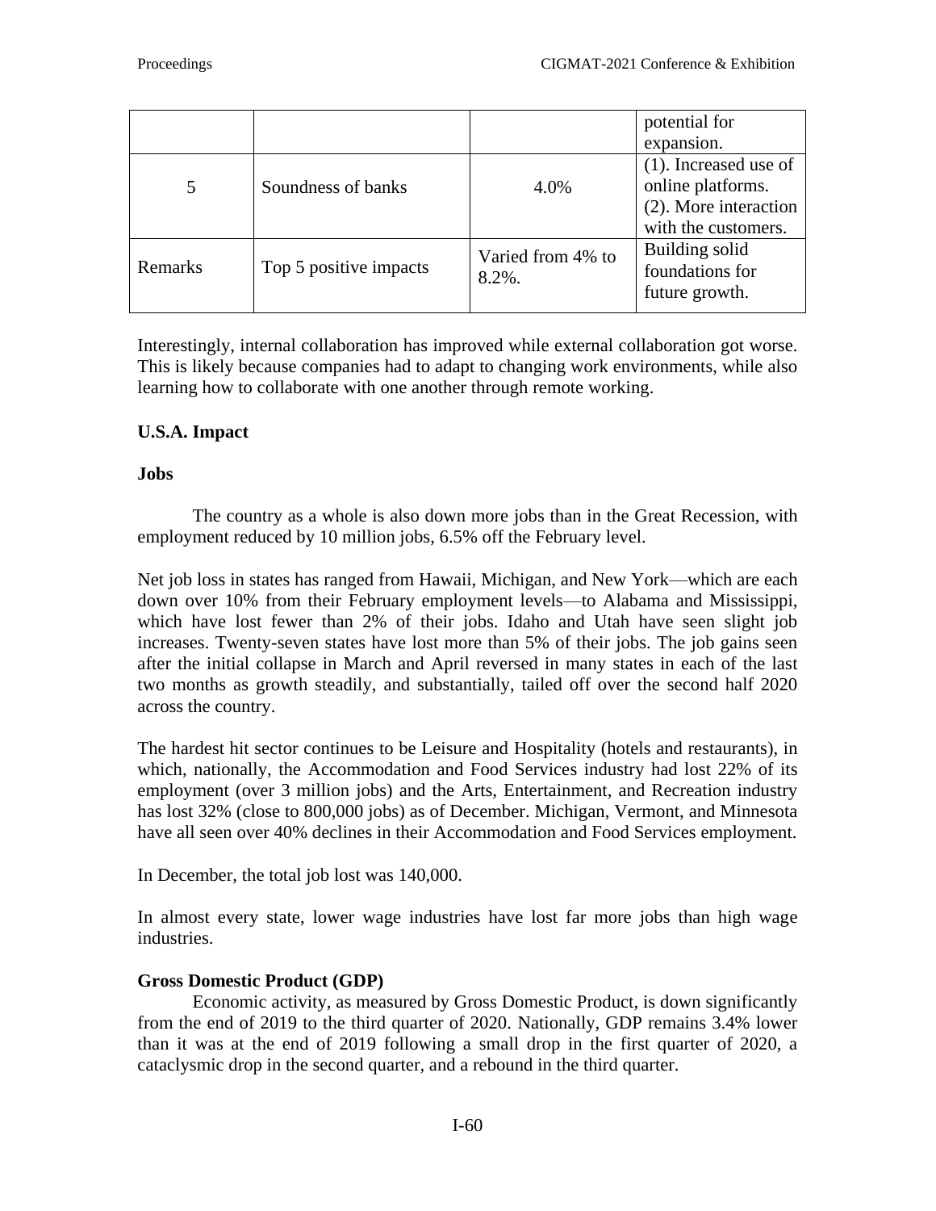| | | | potential for expansion. |
|---|---|---|---|
| 5 | Soundness of banks | 4.0% | (1). Increased use of online platforms. (2). More interaction with the customers. |
| Remarks | Top 5 positive impacts | Varied from 4% to 8.2%. | Building solid foundations for future growth. |

Interestingly, internal collaboration has improved while external collaboration got worse. This is likely because companies had to adapt to changing work environments, while also learning how to collaborate with one another through remote working.

**U.S.A. Impact**

**Jobs**

The country as a whole is also down more jobs than in the Great Recession, with employment reduced by 10 million jobs, 6.5% off the February level.

Net job loss in states has ranged from Hawaii, Michigan, and New York—which are each down over 10% from their February employment levels—to Alabama and Mississippi, which have lost fewer than 2% of their jobs. Idaho and Utah have seen slight job increases. Twenty-seven states have lost more than 5% of their jobs. The job gains seen after the initial collapse in March and April reversed in many states in each of the last two months as growth steadily, and substantially, tailed off over the second half 2020 across the country.

The hardest hit sector continues to be Leisure and Hospitality (hotels and restaurants), in which, nationally, the Accommodation and Food Services industry had lost 22% of its employment (over 3 million jobs) and the Arts, Entertainment, and Recreation industry has lost 32% (close to 800,000 jobs) as of December. Michigan, Vermont, and Minnesota have all seen over 40% declines in their Accommodation and Food Services employment.

In December, the total job lost was 140,000.

In almost every state, lower wage industries have lost far more jobs than high wage industries.

**Gross Domestic Product (GDP)**

Economic activity, as measured by Gross Domestic Product, is down significantly from the end of 2019 to the third quarter of 2020. Nationally, GDP remains 3.4% lower than it was at the end of 2019 following a small drop in the first quarter of 2020, a cataclysmic drop in the second quarter, and a rebound in the third quarter.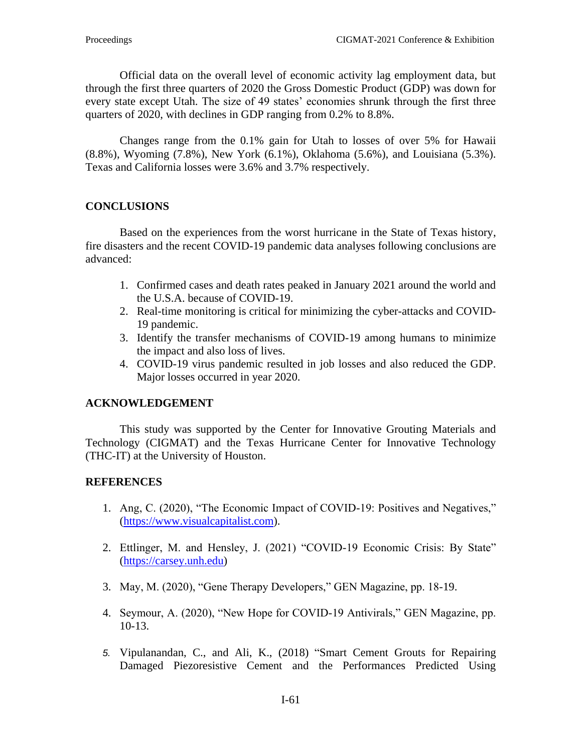Official data on the overall level of economic activity lag employment data, but through the first three quarters of 2020 the Gross Domestic Product (GDP) was down for every state except Utah. The size of 49 states' economies shrunk through the first three quarters of 2020, with declines in GDP ranging from 0.2% to 8.8%.

Changes range from the 0.1% gain for Utah to losses of over 5% for Hawaii (8.8%), Wyoming (7.8%), New York (6.1%), Oklahoma (5.6%), and Louisiana (5.3%). Texas and California losses were 3.6% and 3.7% respectively.

## CONCLUSIONS

Based on the experiences from the worst hurricane in the State of Texas history, fire disasters and the recent COVID-19 pandemic data analyses following conclusions are advanced:

1. Confirmed cases and death rates peaked in January 2021 around the world and the U.S.A. because of COVID-19.
2. Real-time monitoring is critical for minimizing the cyber-attacks and COVID-19 pandemic.
3. Identify the transfer mechanisms of COVID-19 among humans to minimize the impact and also loss of lives.
4. COVID-19 virus pandemic resulted in job losses and also reduced the GDP. Major losses occurred in year 2020.

## ACKNOWLEDGEMENT

This study was supported by the Center for Innovative Grouting Materials and Technology (CIGMAT) and the Texas Hurricane Center for Innovative Technology (THC-IT) at the University of Houston.

## REFERENCES

1. Ang, C. (2020), "The Economic Impact of COVID-19: Positives and Negatives," (https://www.visualcapitalist.com).

2. Ettlinger, M. and Hensley, J. (2021) "COVID-19 Economic Crisis: By State" (https://carsey.unh.edu)

3. May, M. (2020), "Gene Therapy Developers," GEN Magazine, pp. 18-19.

4. Seymour, A. (2020), "New Hope for COVID-19 Antivirals," GEN Magazine, pp. 10-13.

5. Vipulanandan, C., and Ali, K., (2018) "Smart Cement Grouts for Repairing Damaged Piezoresistive Cement and the Performances Predicted Using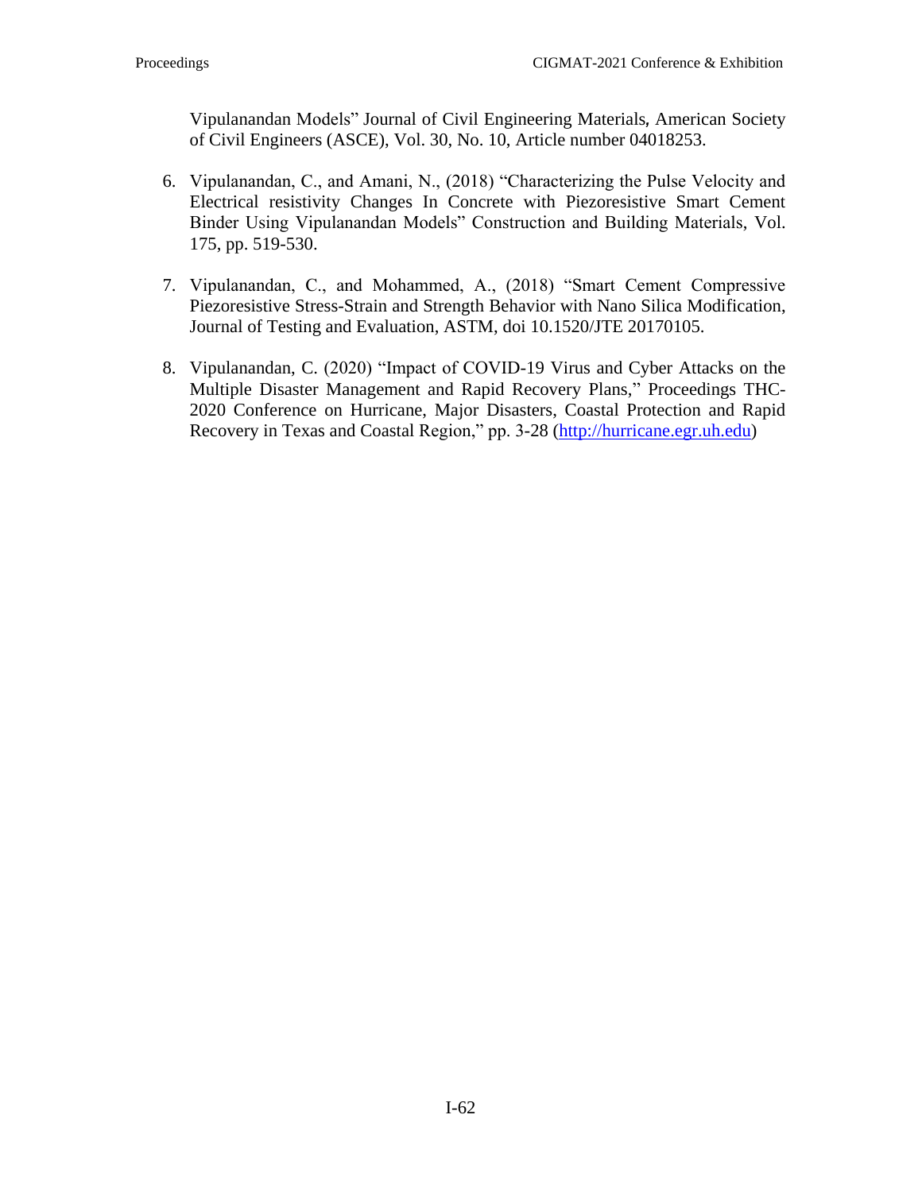Vipulanandan Models" Journal of Civil Engineering Materials, American Society of Civil Engineers (ASCE), Vol. 30, No. 10, Article number 04018253.

6. Vipulanandan, C., and Amani, N., (2018) "Characterizing the Pulse Velocity and Electrical resistivity Changes In Concrete with Piezoresistive Smart Cement Binder Using Vipulanandan Models" Construction and Building Materials, Vol. 175, pp. 519-530.

7. Vipulanandan, C., and Mohammed, A., (2018) "Smart Cement Compressive Piezoresistive Stress-Strain and Strength Behavior with Nano Silica Modification, Journal of Testing and Evaluation, ASTM, doi 10.1520/JTE 20170105.

8. Vipulanandan, C. (2020) "Impact of COVID-19 Virus and Cyber Attacks on the Multiple Disaster Management and Rapid Recovery Plans," Proceedings THC-2020 Conference on Hurricane, Major Disasters, Coastal Protection and Rapid Recovery in Texas and Coastal Region," pp. 3-28 (http://hurricane.egr.uh.edu)